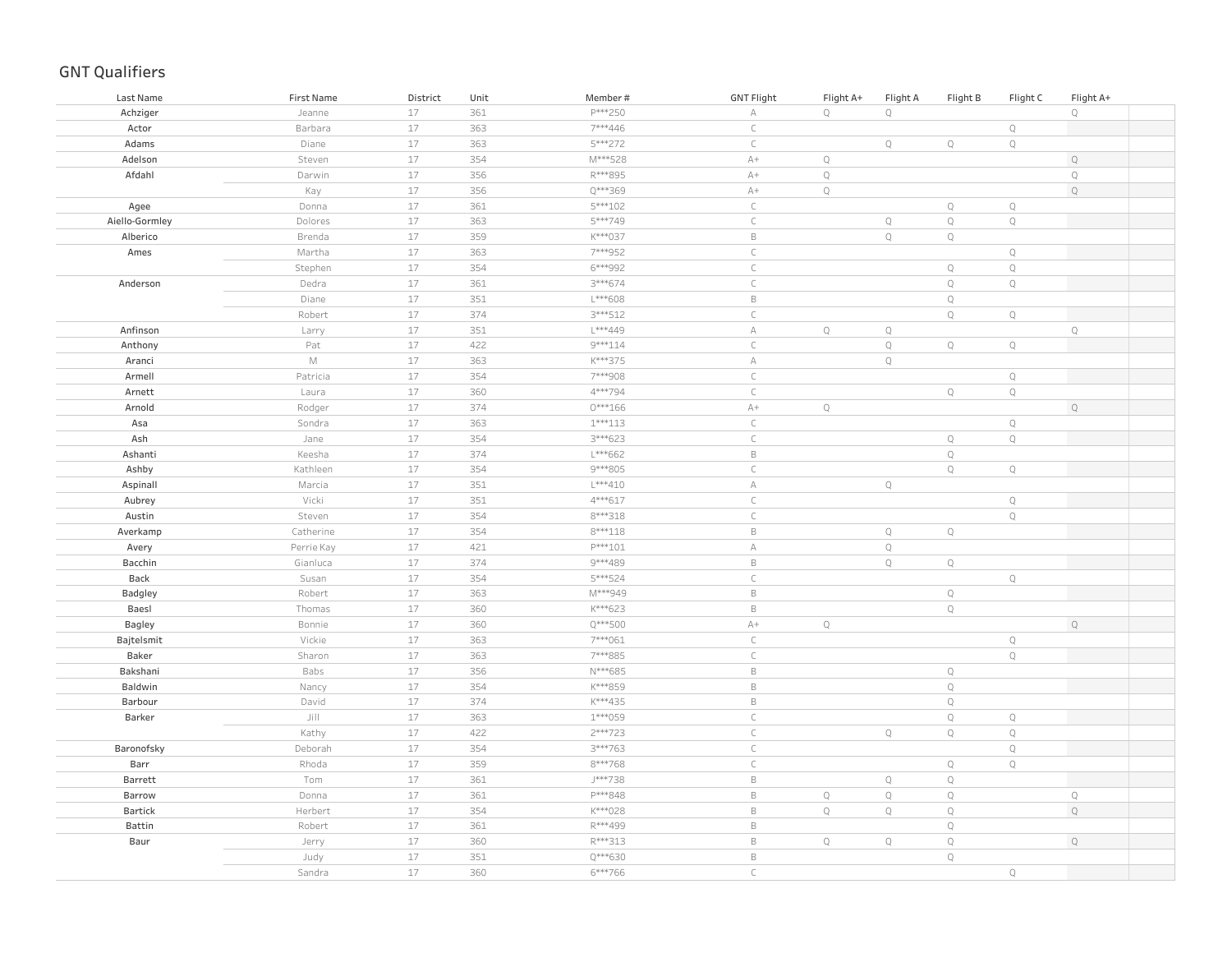# GNT Qualifiers

| Last Name | First Name | District | Unit | Member # | GNT Flight | Flight A+ | Flight A | Flight B | Flight C | Flight A+ |
|---|---|---|---|---|---|---|---|---|---|---|
| Achziger | Jeanne | 17 | 361 | P***250 | A | Q | Q | | | Q |
| Actor | Barbara | 17 | 363 | 7***446 | C | | | | Q | |
| Adams | Diane | 17 | 363 | 5***272 | C | | Q | Q | Q | |
| Adelson | Steven | 17 | 354 | M***528 | A+ | Q | | | | Q |
| Afdahl | Darwin | 17 | 356 | R***895 | A+ | Q | | | | Q |
| | Kay | 17 | 356 | Q***369 | A+ | Q | | | | Q |
| Agee | Donna | 17 | 361 | 5***102 | C | | | Q | Q | |
| Aiello-Gormley | Dolores | 17 | 363 | 5***749 | C | | Q | Q | Q | |
| Alberico | Brenda | 17 | 359 | K***037 | B | | Q | Q | | |
| Ames | Martha | 17 | 363 | 7***952 | C | | | | Q | |
| | Stephen | 17 | 354 | 6***992 | C | | | Q | Q | |
| Anderson | Dedra | 17 | 361 | 3***674 | C | | | Q | Q | |
| | Diane | 17 | 351 | L***608 | B | | | Q | | |
| | Robert | 17 | 374 | 3***512 | C | | | Q | Q | |
| Anfinson | Larry | 17 | 351 | L***449 | A | Q | Q | | | Q |
| Anthony | Pat | 17 | 422 | 9***114 | C | | Q | Q | Q | |
| Aranci | M | 17 | 363 | K***375 | A | | Q | | | |
| Armell | Patricia | 17 | 354 | 7***908 | C | | | | Q | |
| Arnett | Laura | 17 | 360 | 4***794 | C | | | Q | Q | |
| Arnold | Rodger | 17 | 374 | O***166 | A+ | Q | | | | Q |
| Asa | Sondra | 17 | 363 | 1***113 | C | | | | Q | |
| Ash | Jane | 17 | 354 | 3***623 | C | | | Q | Q | |
| Ashanti | Keesha | 17 | 374 | L***662 | B | | | Q | | |
| Ashby | Kathleen | 17 | 354 | 9***805 | C | | | Q | Q | |
| Aspinall | Marcia | 17 | 351 | L***410 | A | | Q | | | |
| Aubrey | Vicki | 17 | 351 | 4***617 | C | | | | Q | |
| Austin | Steven | 17 | 354 | 8***318 | C | | | | Q | |
| Averkamp | Catherine | 17 | 354 | 8***118 | B | | Q | Q | | |
| Avery | Perrie Kay | 17 | 421 | P***101 | A | | Q | | | |
| Bacchin | Gianluca | 17 | 374 | 9***489 | B | | Q | Q | | |
| Back | Susan | 17 | 354 | 5***524 | C | | | | Q | |
| Badgley | Robert | 17 | 363 | M***949 | B | | | Q | | |
| Baesl | Thomas | 17 | 360 | K***623 | B | | | Q | | |
| Bagley | Bonnie | 17 | 360 | Q***500 | A+ | Q | | | | Q |
| Bajtelsmit | Vickie | 17 | 363 | 7***061 | C | | | | Q | |
| Baker | Sharon | 17 | 363 | 7***885 | C | | | | Q | |
| Bakshani | Babs | 17 | 356 | N***685 | B | | | Q | | |
| Baldwin | Nancy | 17 | 354 | K***859 | B | | | Q | | |
| Barbour | David | 17 | 374 | K***435 | B | | | Q | | |
| Barker | Jill | 17 | 363 | 1***059 | C | | | Q | Q | |
| | Kathy | 17 | 422 | 2***723 | C | | Q | Q | Q | |
| Baronofsky | Deborah | 17 | 354 | 3***763 | C | | | | Q | |
| Barr | Rhoda | 17 | 359 | 8***768 | C | | | Q | Q | |
| Barrett | Tom | 17 | 361 | J***738 | B | | Q | Q | | |
| Barrow | Donna | 17 | 361 | P***848 | B | Q | Q | Q | | Q |
| Bartick | Herbert | 17 | 354 | K***028 | B | Q | Q | Q | | Q |
| Battin | Robert | 17 | 361 | R***499 | B | | | Q | | |
| Baur | Jerry | 17 | 360 | R***313 | B | Q | Q | Q | | Q |
| | Judy | 17 | 351 | Q***630 | B | | | Q | | |
| | Sandra | 17 | 360 | 6***766 | C | | | | Q | |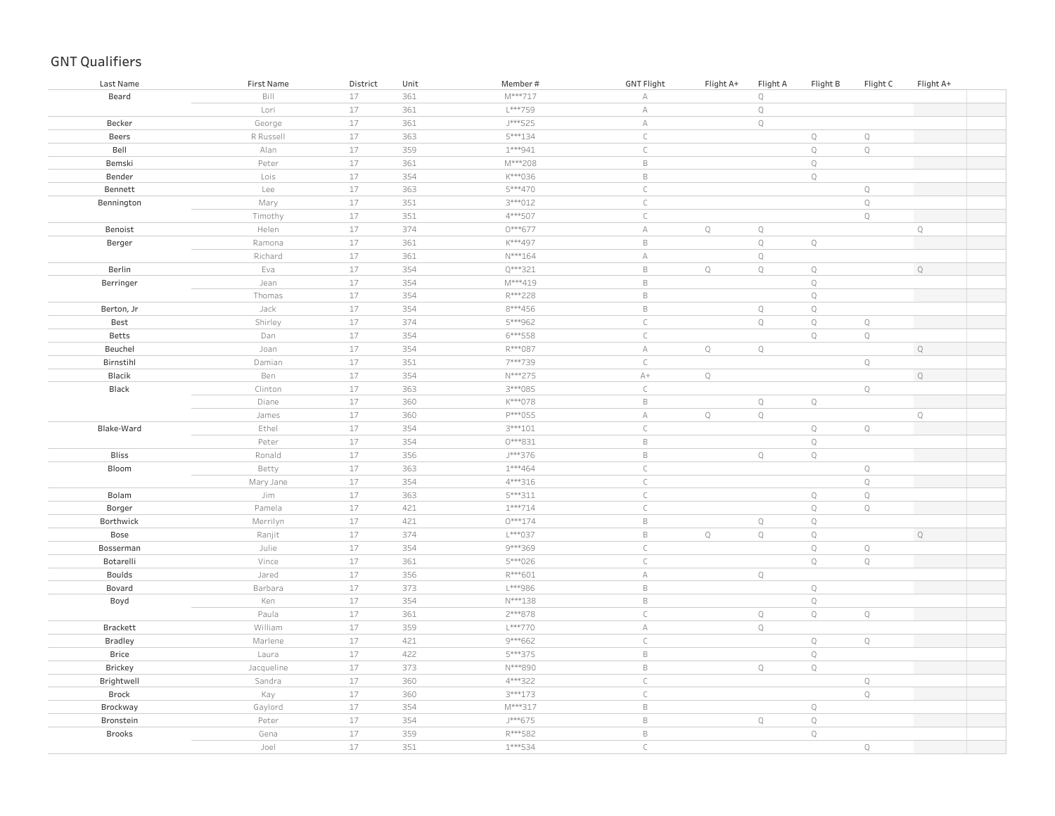# GNT Qualifiers

| Last Name | First Name | District | Unit | Member # | GNT Flight | Flight A+ | Flight A | Flight B | Flight C | Flight A+ |
|---|---|---|---|---|---|---|---|---|---|---|
| Beard | Bill | 17 | 361 | M***717 | A | | Q | | | |
| | Lori | 17 | 361 | L***759 | A | | Q | | | |
| Becker | George | 17 | 361 | J***525 | A | | Q | | | |
| Beers | R Russell | 17 | 363 | 5***134 | C | | | Q | Q | |
| Bell | Alan | 17 | 359 | 1***941 | C | | | Q | Q | |
| Bemski | Peter | 17 | 361 | M***208 | B | | | Q | | |
| Bender | Lois | 17 | 354 | K***036 | B | | | Q | | |
| Bennett | Lee | 17 | 363 | 5***470 | C | | | | Q | |
| Bennington | Mary | 17 | 351 | 3***012 | C | | | | Q | |
| | Timothy | 17 | 351 | 4***507 | C | | | | Q | |
| Benoist | Helen | 17 | 374 | 0***677 | A | Q | Q | | | Q |
| Berger | Ramona | 17 | 361 | K***497 | B | | Q | Q | | |
| | Richard | 17 | 361 | N***164 | A | | Q | | | |
| Berlin | Eva | 17 | 354 | Q***321 | B | Q | Q | Q | | Q |
| Berringer | Jean | 17 | 354 | M***419 | B | | | Q | | |
| | Thomas | 17 | 354 | R***228 | B | | | Q | | |
| Berton, Jr | Jack | 17 | 354 | 8***456 | B | | Q | Q | | |
| Best | Shirley | 17 | 374 | 5***962 | C | | Q | Q | Q | |
| Betts | Dan | 17 | 354 | 6***558 | C | | | Q | Q | |
| Beuchel | Joan | 17 | 354 | R***087 | A | Q | Q | | | Q |
| Birnstihl | Damian | 17 | 351 | 7***739 | C | | | | Q | |
| Blacik | Ben | 17 | 354 | N***275 | A+ | Q | | | | Q |
| Black | Clinton | 17 | 363 | 3***085 | C | | | | Q | |
| | Diane | 17 | 360 | K***078 | B | | Q | Q | | |
| | James | 17 | 360 | P***055 | A | Q | Q | | | Q |
| Blake-Ward | Ethel | 17 | 354 | 3***101 | C | | | Q | Q | |
| | Peter | 17 | 354 | 0***831 | B | | | Q | | |
| Bliss | Ronald | 17 | 356 | J***376 | B | | Q | Q | | |
| Bloom | Betty | 17 | 363 | 1***464 | C | | | | Q | |
| | Mary Jane | 17 | 354 | 4***316 | C | | | | Q | |
| Bolam | Jim | 17 | 363 | 5***311 | C | | | Q | Q | |
| Borger | Pamela | 17 | 421 | 1***714 | C | | | Q | Q | |
| Borthwick | Merrilyn | 17 | 421 | 0***174 | B | | Q | Q | | |
| Bose | Ranjit | 17 | 374 | L***037 | B | Q | Q | Q | | Q |
| Bosserman | Julie | 17 | 354 | 9***369 | C | | | Q | Q | |
| Botarelli | Vince | 17 | 361 | 5***026 | C | | | Q | Q | |
| Boulds | Jared | 17 | 356 | R***601 | A | | Q | | | |
| Bovard | Barbara | 17 | 373 | L***986 | B | | | Q | | |
| Boyd | Ken | 17 | 354 | N***138 | B | | | Q | | |
| | Paula | 17 | 361 | 2***878 | C | | Q | Q | Q | |
| Brackett | William | 17 | 359 | L***770 | A | | Q | | | |
| Bradley | Marlene | 17 | 421 | 9***662 | C | | | Q | Q | |
| Brice | Laura | 17 | 422 | 5***375 | B | | | Q | | |
| Brickey | Jacqueline | 17 | 373 | N***890 | B | | Q | Q | | |
| Brightwell | Sandra | 17 | 360 | 4***322 | C | | | | Q | |
| Brock | Kay | 17 | 360 | 3***173 | C | | | | Q | |
| Brockway | Gaylord | 17 | 354 | M***317 | B | | | Q | | |
| Bronstein | Peter | 17 | 354 | J***675 | B | | Q | Q | | |
| Brooks | Gena | 17 | 359 | R***582 | B | | | Q | | |
| | Joel | 17 | 351 | 1***534 | C | | | | Q | |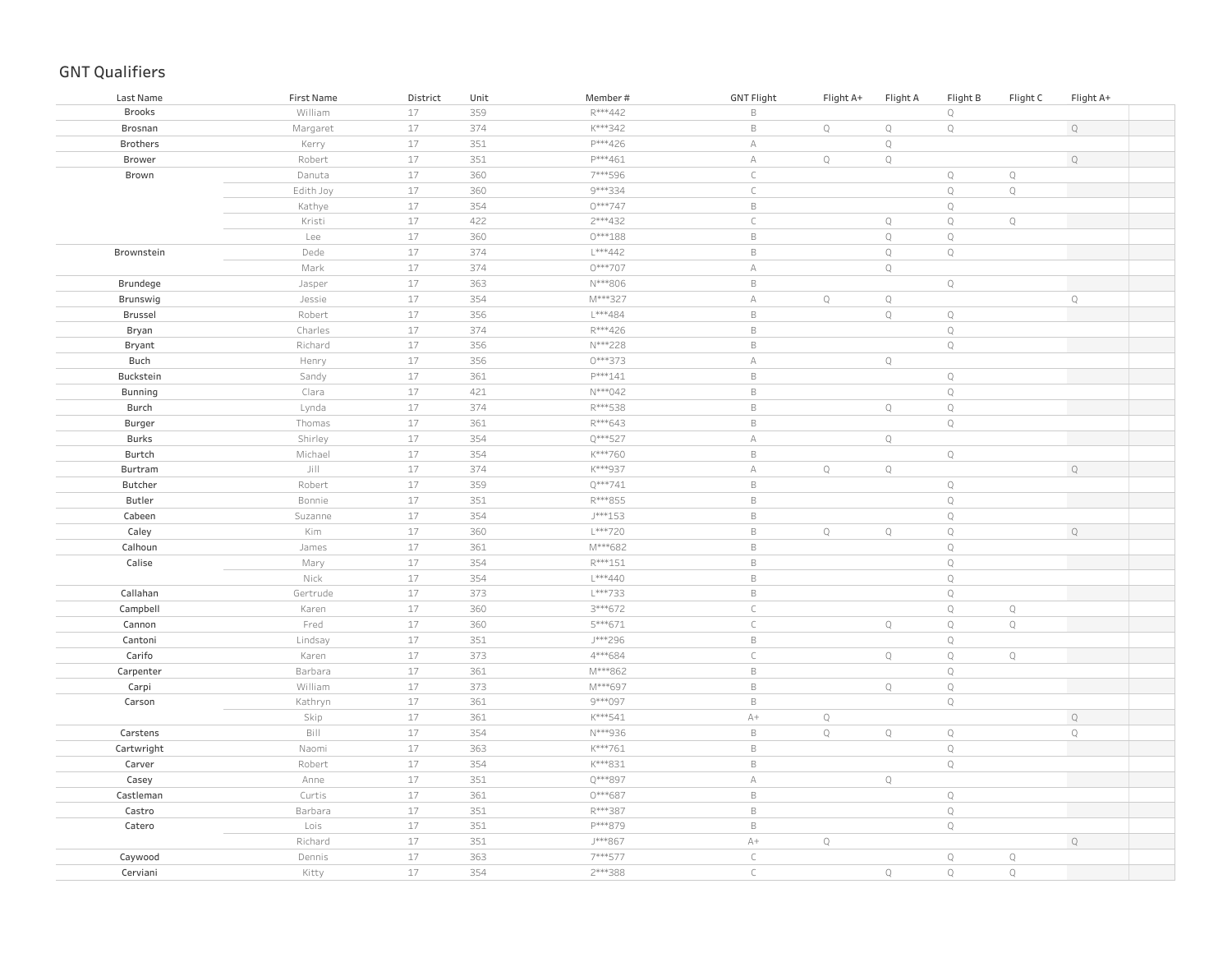# GNT Qualifiers

| Last Name | First Name | District | Unit | Member # | GNT Flight | Flight A+ | Flight A | Flight B | Flight C | Flight A+ |
|---|---|---|---|---|---|---|---|---|---|---|
| Brooks | William | 17 | 359 | R***442 | B | | | Q | | |
| Brosnan | Margaret | 17 | 374 | K***342 | B | Q | Q | Q | | Q |
| Brothers | Kerry | 17 | 351 | P***426 | A | | Q | | | |
| Brower | Robert | 17 | 351 | P***461 | A | Q | Q | | | Q |
| Brown | Danuta | 17 | 360 | 7***596 | C | | | Q | Q | |
| | Edith Joy | 17 | 360 | 9***334 | C | | | Q | Q | |
| | Kathye | 17 | 354 | 0***747 | B | | | Q | | |
| | Kristi | 17 | 422 | 2***432 | C | | Q | Q | Q | |
| | Lee | 17 | 360 | 0***188 | B | | Q | Q | | |
| Brownstein | Dede | 17 | 374 | L***442 | B | | Q | Q | | |
| | Mark | 17 | 374 | 0***707 | A | | Q | | | |
| Brundege | Jasper | 17 | 363 | N***806 | B | | | Q | | |
| Brunswig | Jessie | 17 | 354 | M***327 | A | Q | Q | | | Q |
| Brussel | Robert | 17 | 356 | L***484 | B | | Q | Q | | |
| Bryan | Charles | 17 | 374 | R***426 | B | | | Q | | |
| Bryant | Richard | 17 | 356 | N***228 | B | | | Q | | |
| Buch | Henry | 17 | 356 | 0***373 | A | | Q | | | |
| Buckstein | Sandy | 17 | 361 | P***141 | B | | | Q | | |
| Bunning | Clara | 17 | 421 | N***042 | B | | | Q | | |
| Burch | Lynda | 17 | 374 | R***538 | B | | Q | Q | | |
| Burger | Thomas | 17 | 361 | R***643 | B | | | Q | | |
| Burks | Shirley | 17 | 354 | Q***527 | A | | Q | | | |
| Burtch | Michael | 17 | 354 | K***760 | B | | | Q | | |
| Burtram | Jill | 17 | 374 | K***937 | A | Q | Q | | | Q |
| Butcher | Robert | 17 | 359 | Q***741 | B | | | Q | | |
| Butler | Bonnie | 17 | 351 | R***855 | B | | | Q | | |
| Cabeen | Suzanne | 17 | 354 | J***153 | B | | | Q | | |
| Caley | Kim | 17 | 360 | L***720 | B | Q | Q | Q | | Q |
| Calhoun | James | 17 | 361 | M***682 | B | | | Q | | |
| Calise | Mary | 17 | 354 | R***151 | B | | | Q | | |
| | Nick | 17 | 354 | L***440 | B | | | Q | | |
| Callahan | Gertrude | 17 | 373 | L***733 | B | | | Q | | |
| Campbell | Karen | 17 | 360 | 3***672 | C | | | Q | Q | |
| Cannon | Fred | 17 | 360 | 5***671 | C | | Q | Q | Q | |
| Cantoni | Lindsay | 17 | 351 | J***296 | B | | | Q | | |
| Carifo | Karen | 17 | 373 | 4***684 | C | | Q | Q | Q | |
| Carpenter | Barbara | 17 | 361 | M***862 | B | | | Q | | |
| Carpi | William | 17 | 373 | M***697 | B | | Q | Q | | |
| Carson | Kathryn | 17 | 361 | 9***097 | B | | | Q | | |
| | Skip | 17 | 361 | K***541 | A+ | Q | | | | Q |
| Carstens | Bill | 17 | 354 | N***936 | B | Q | Q | Q | | Q |
| Cartwright | Naomi | 17 | 363 | K***761 | B | | | Q | | |
| Carver | Robert | 17 | 354 | K***831 | B | | | Q | | |
| Casey | Anne | 17 | 351 | Q***897 | A | | Q | | | |
| Castleman | Curtis | 17 | 361 | 0***687 | B | | | Q | | |
| Castro | Barbara | 17 | 351 | R***387 | B | | | Q | | |
| Catero | Lois | 17 | 351 | P***879 | B | | | Q | | |
| | Richard | 17 | 351 | J***867 | A+ | Q | | | | Q |
| Caywood | Dennis | 17 | 363 | 7***577 | C | | | Q | Q | |
| Cerviani | Kitty | 17 | 354 | 2***388 | C | | Q | Q | Q | |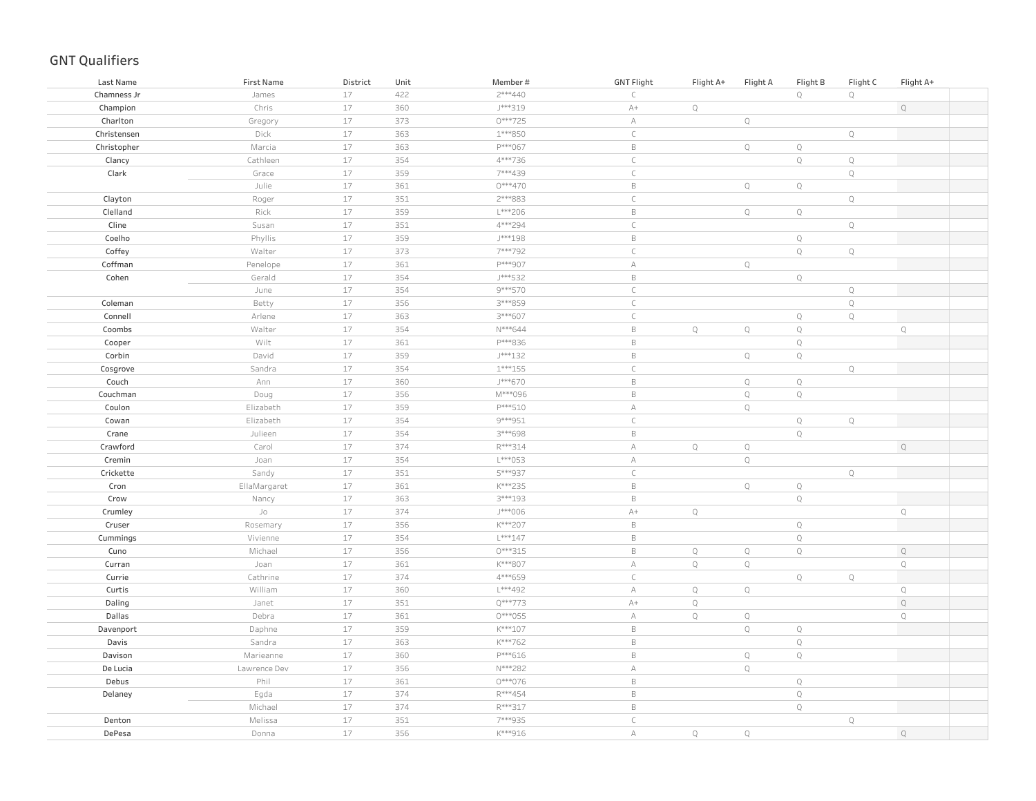## GNT Qualifiers

| Last Name | First Name | District | Unit | Member # | GNT Flight | Flight A+ | Flight A | Flight B | Flight C | Flight A+ |
|---|---|---|---|---|---|---|---|---|---|---|
| Chamness Jr | James | 17 | 422 | 2***440 | C | | | Q | Q | |
| Champion | Chris | 17 | 360 | J***319 | A+ | Q | | | | Q |
| Charlton | Gregory | 17 | 373 | O***725 | A | | Q | | | |
| Christensen | Dick | 17 | 363 | 1***850 | C | | | | Q | |
| Christopher | Marcia | 17 | 363 | P***067 | B | | Q | Q | | |
| Clancy | Cathleen | 17 | 354 | 4***736 | C | | | Q | Q | |
| Clark | Grace | 17 | 359 | 7***439 | C | | | | Q | |
| | Julie | 17 | 361 | O***470 | B | | Q | Q | | |
| Clayton | Roger | 17 | 351 | 2***883 | C | | | | Q | |
| Clelland | Rick | 17 | 359 | L***206 | B | | Q | Q | | |
| Cline | Susan | 17 | 351 | 4***294 | C | | | | Q | |
| Coelho | Phyllis | 17 | 359 | J***198 | B | | | Q | | |
| Coffey | Walter | 17 | 373 | 7***792 | C | | | Q | Q | |
| Coffman | Penelope | 17 | 361 | P***907 | A | | Q | | | |
| Cohen | Gerald | 17 | 354 | J***532 | B | | | Q | | |
| | June | 17 | 354 | 9***570 | C | | | | Q | |
| Coleman | Betty | 17 | 356 | 3***859 | C | | | | Q | |
| Connell | Arlene | 17 | 363 | 3***607 | C | | | Q | Q | |
| Coombs | Walter | 17 | 354 | N***644 | B | Q | Q | Q | | Q |
| Cooper | Wilt | 17 | 361 | P***836 | B | | | Q | | |
| Corbin | David | 17 | 359 | J***132 | B | | Q | Q | | |
| Cosgrove | Sandra | 17 | 354 | 1***155 | C | | | | Q | |
| Couch | Ann | 17 | 360 | J***670 | B | | Q | Q | | |
| Couchman | Doug | 17 | 356 | M***096 | B | | Q | Q | | |
| Coulon | Elizabeth | 17 | 359 | P***510 | A | | Q | | | |
| Cowan | Elizabeth | 17 | 354 | 9***951 | C | | | Q | Q | |
| Crane | Julieen | 17 | 354 | 3***698 | B | | | Q | | |
| Crawford | Carol | 17 | 374 | R***314 | A | Q | Q | | | Q |
| Cremin | Joan | 17 | 354 | L***053 | A | | Q | | | |
| Crickette | Sandy | 17 | 351 | 5***937 | C | | | | Q | |
| Cron | EllaMargaret | 17 | 361 | K***235 | B | | Q | Q | | |
| Crow | Nancy | 17 | 363 | 3***193 | B | | | Q | | |
| Crumley | Jo | 17 | 374 | J***006 | A+ | Q | | | | Q |
| Cruser | Rosemary | 17 | 356 | K***207 | B | | | Q | | |
| Cummings | Vivienne | 17 | 354 | L***147 | B | | | Q | | |
| Cuno | Michael | 17 | 356 | O***315 | B | Q | Q | Q | | Q |
| Curran | Joan | 17 | 361 | K***807 | A | Q | Q | | | Q |
| Currie | Cathrine | 17 | 374 | 4***659 | C | | | Q | Q | |
| Curtis | William | 17 | 360 | L***492 | A | Q | Q | | | Q |
| Daling | Janet | 17 | 351 | Q***773 | A+ | Q | | | | Q |
| Dallas | Debra | 17 | 361 | O***055 | A | Q | Q | | | Q |
| Davenport | Daphne | 17 | 359 | K***107 | B | | Q | Q | | |
| Davis | Sandra | 17 | 363 | K***762 | B | | | Q | | |
| Davison | Marieanne | 17 | 360 | P***616 | B | | Q | Q | | |
| De Lucia | Lawrence Dev | 17 | 356 | N***282 | A | | Q | | | |
| Debus | Phil | 17 | 361 | O***076 | B | | | Q | | |
| Delaney | Egda | 17 | 374 | R***454 | B | | | Q | | |
| | Michael | 17 | 374 | R***317 | B | | | Q | | |
| Denton | Melissa | 17 | 351 | 7***935 | C | | | | Q | |
| DePesa | Donna | 17 | 356 | K***916 | A | Q | Q | | | Q |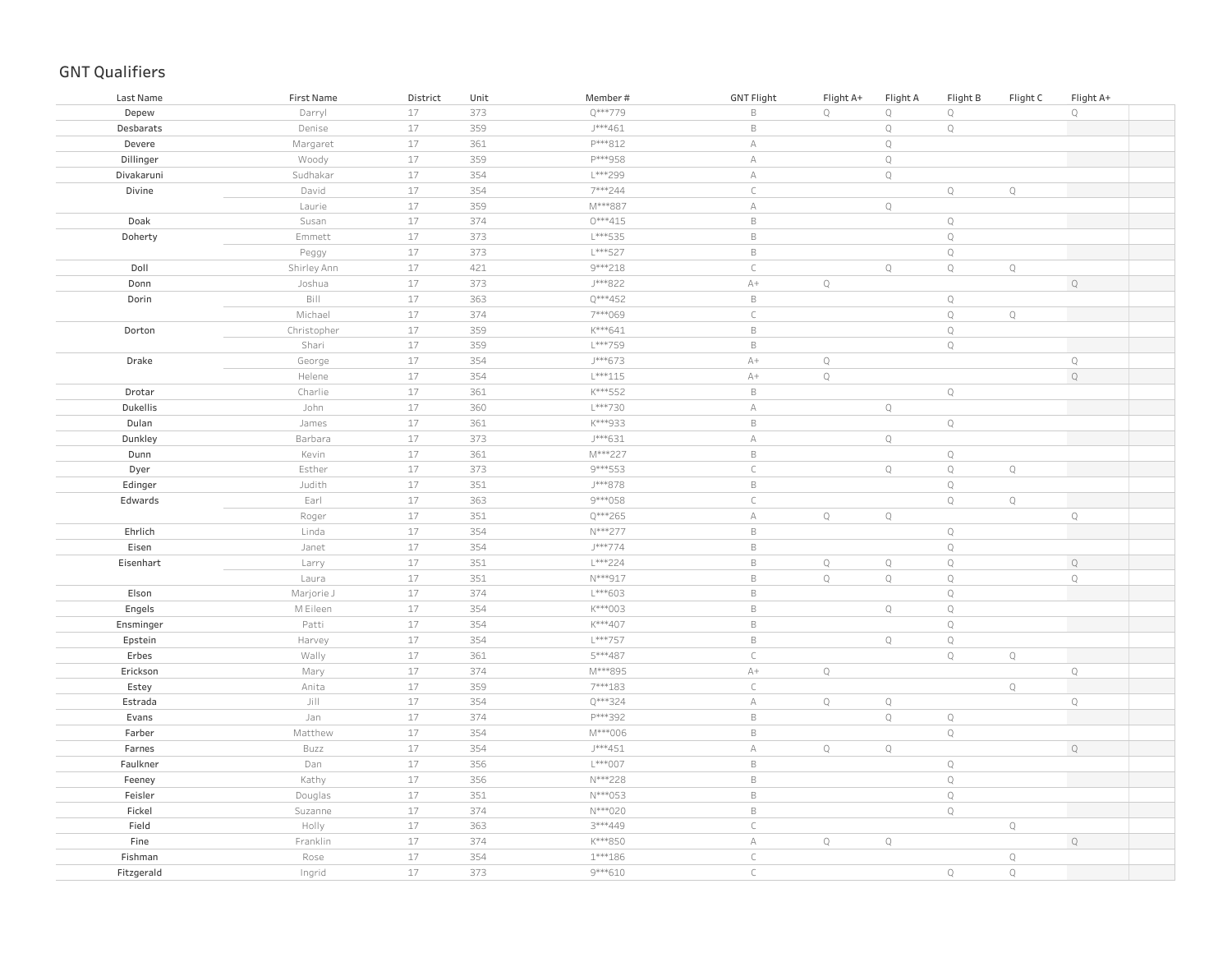## GNT Qualifiers

| Last Name | First Name | District | Unit | Member # | GNT Flight | Flight A+ | Flight A | Flight B | Flight C | Flight A+ | |
|---|---|---|---|---|---|---|---|---|---|---|---|
| Depew | Darryl | 17 | 373 | Q***779 | B | Q | Q | Q | | Q | |
| Desbarats | Denise | 17 | 359 | J***461 | B | | Q | Q | | | |
| Devere | Margaret | 17 | 361 | P***812 | A | | Q | | | | |
| Dillinger | Woody | 17 | 359 | P***958 | A | | Q | | | | |
| Divakaruni | Sudhakar | 17 | 354 | L***299 | A | | Q | | | | |
| Divine | David | 17 | 354 | 7***244 | C | | | Q | Q | | |
| | Laurie | 17 | 359 | M***887 | A | | Q | | | | |
| Doak | Susan | 17 | 374 | O***415 | B | | | Q | | | |
| Doherty | Emmett | 17 | 373 | L***535 | B | | | Q | | | |
| | Peggy | 17 | 373 | L***527 | B | | | Q | | | |
| Doll | Shirley Ann | 17 | 421 | 9***218 | C | | Q | Q | Q | | |
| Donn | Joshua | 17 | 373 | J***822 | A+ | Q | | | | Q | |
| Dorin | Bill | 17 | 363 | Q***452 | B | | | Q | | | |
| | Michael | 17 | 374 | 7***069 | C | | | Q | Q | | |
| Dorton | Christopher | 17 | 359 | K***641 | B | | | Q | | | |
| | Shari | 17 | 359 | L***759 | B | | | Q | | | |
| Drake | George | 17 | 354 | J***673 | A+ | Q | | | | Q | |
| | Helene | 17 | 354 | L***115 | A+ | Q | | | | Q | |
| Drotar | Charlie | 17 | 361 | K***552 | B | | | Q | | | |
| Dukellis | John | 17 | 360 | L***730 | A | | Q | | | | |
| Dulan | James | 17 | 361 | K***933 | B | | | Q | | | |
| Dunkley | Barbara | 17 | 373 | J***631 | A | | Q | | | | |
| Dunn | Kevin | 17 | 361 | M***227 | B | | | Q | | | |
| Dyer | Esther | 17 | 373 | 9***553 | C | | Q | Q | Q | | |
| Edinger | Judith | 17 | 351 | J***878 | B | | | Q | | | |
| Edwards | Earl | 17 | 363 | 9***058 | C | | | Q | Q | | |
| | Roger | 17 | 351 | Q***265 | A | Q | Q | | | Q | |
| Ehrlich | Linda | 17 | 354 | N***277 | B | | | Q | | | |
| Eisen | Janet | 17 | 354 | J***774 | B | | | Q | | | |
| Eisenhart | Larry | 17 | 351 | L***224 | B | Q | Q | Q | | Q | |
| | Laura | 17 | 351 | N***917 | B | Q | Q | Q | | Q | |
| Elson | Marjorie J | 17 | 374 | L***603 | B | | | Q | | | |
| Engels | M Eileen | 17 | 354 | K***003 | B | | Q | Q | | | |
| Ensminger | Patti | 17 | 354 | K***407 | B | | | Q | | | |
| Epstein | Harvey | 17 | 354 | L***757 | B | | Q | Q | | | |
| Erbes | Wally | 17 | 361 | 5***487 | C | | | Q | Q | | |
| Erickson | Mary | 17 | 374 | M***895 | A+ | Q | | | | Q | |
| Estey | Anita | 17 | 359 | 7***183 | C | | | | Q | | |
| Estrada | Jill | 17 | 354 | Q***324 | A | Q | Q | | | Q | |
| Evans | Jan | 17 | 374 | P***392 | B | | Q | Q | | | |
| Farber | Matthew | 17 | 354 | M***006 | B | | | Q | | | |
| Farnes | Buzz | 17 | 354 | J***451 | A | Q | Q | | | Q | |
| Faulkner | Dan | 17 | 356 | L***007 | B | | | Q | | | |
| Feeney | Kathy | 17 | 356 | N***228 | B | | | Q | | | |
| Feisler | Douglas | 17 | 351 | N***053 | B | | | Q | | | |
| Fickel | Suzanne | 17 | 374 | N***020 | B | | | Q | | | |
| Field | Holly | 17 | 363 | 3***449 | C | | | | Q | | |
| Fine | Franklin | 17 | 374 | K***850 | A | Q | Q | | | Q | |
| Fishman | Rose | 17 | 354 | 1***186 | C | | | | Q | | |
| Fitzgerald | Ingrid | 17 | 373 | 9***610 | C | | | Q | Q | | |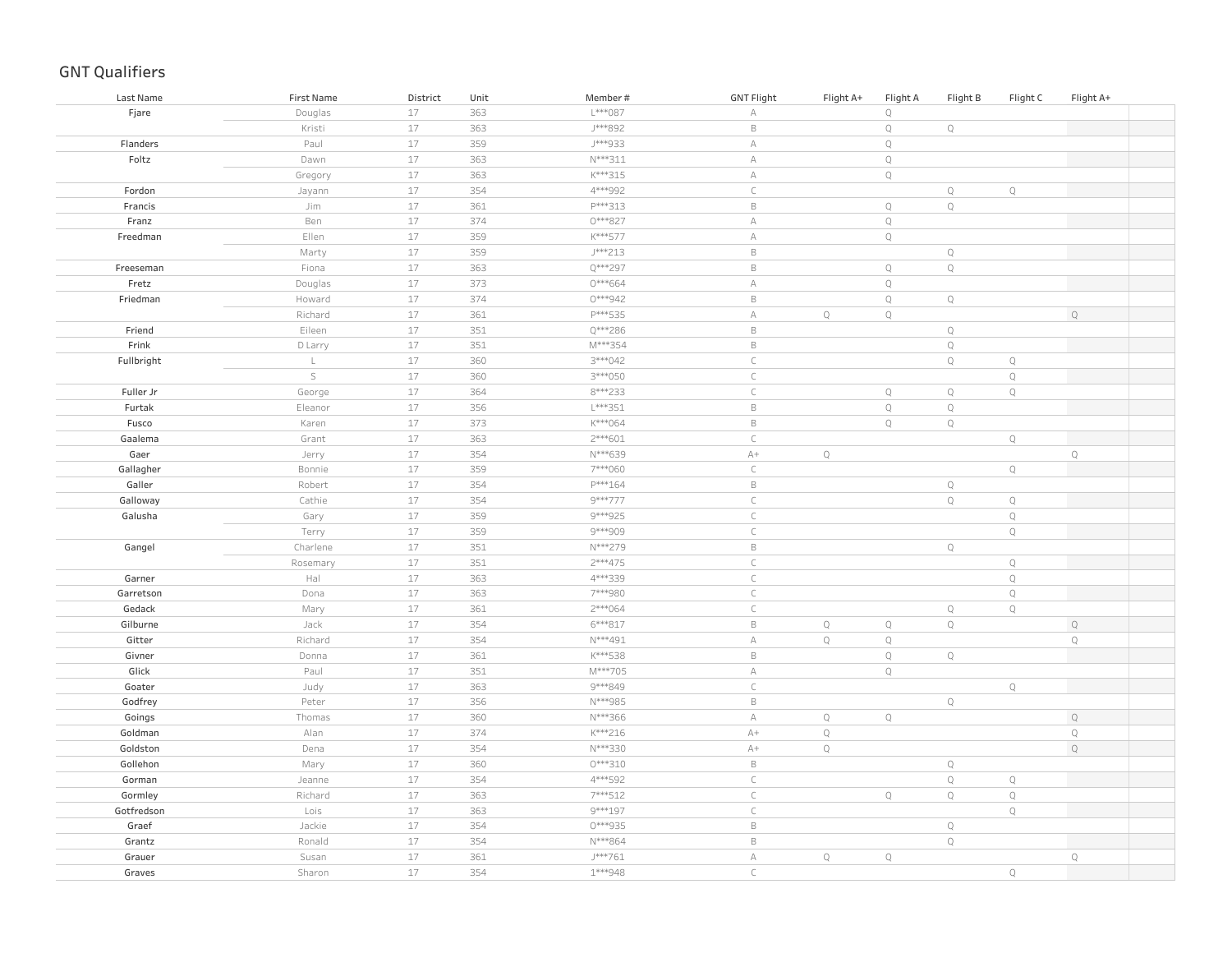# GNT Qualifiers

| Last Name | First Name | District | Unit | Member # | GNT Flight | Flight A+ | Flight A | Flight B | Flight C | Flight A+ |
|---|---|---|---|---|---|---|---|---|---|---|
| Fjare | Douglas | 17 | 363 | L***087 | A | | Q | | | |
| | Kristi | 17 | 363 | J***892 | B | | Q | Q | | |
| Flanders | Paul | 17 | 359 | J***933 | A | | Q | | | |
| Foltz | Dawn | 17 | 363 | N***311 | A | | Q | | | |
| | Gregory | 17 | 363 | K***315 | A | | Q | | | |
| Fordon | Jayann | 17 | 354 | 4***992 | C | | | Q | Q | |
| Francis | Jim | 17 | 361 | P***313 | B | | Q | Q | | |
| Franz | Ben | 17 | 374 | O***827 | A | | Q | | | |
| Freedman | Ellen | 17 | 359 | K***577 | A | | Q | | | |
| | Marty | 17 | 359 | J***213 | B | | | Q | | |
| Freeseman | Fiona | 17 | 363 | Q***297 | B | | Q | Q | | |
| Fretz | Douglas | 17 | 373 | O***664 | A | | Q | | | |
| Friedman | Howard | 17 | 374 | O***942 | B | | Q | Q | | |
| | Richard | 17 | 361 | P***535 | A | Q | Q | | | Q |
| Friend | Eileen | 17 | 351 | Q***286 | B | | | Q | | |
| Frink | D Larry | 17 | 351 | M***354 | B | | | Q | | |
| Fullbright | L | 17 | 360 | 3***042 | C | | | Q | Q | |
| | S | 17 | 360 | 3***050 | C | | | | Q | |
| Fuller Jr | George | 17 | 364 | 8***233 | C | | Q | Q | Q | |
| Furtak | Eleanor | 17 | 356 | L***351 | B | | Q | Q | | |
| Fusco | Karen | 17 | 373 | K***064 | B | | Q | Q | | |
| Gaalema | Grant | 17 | 363 | 2***601 | C | | | | Q | |
| Gaer | Jerry | 17 | 354 | N***639 | A+ | Q | | | | Q |
| Gallagher | Bonnie | 17 | 359 | 7***060 | C | | | | Q | |
| Galler | Robert | 17 | 354 | P***164 | B | | | Q | | |
| Galloway | Cathie | 17 | 354 | 9***777 | C | | | Q | Q | |
| Galusha | Gary | 17 | 359 | 9***925 | C | | | | Q | |
| | Terry | 17 | 359 | 9***909 | C | | | | Q | |
| Gangel | Charlene | 17 | 351 | N***279 | B | | | Q | | |
| | Rosemary | 17 | 351 | 2***475 | C | | | | Q | |
| Garner | Hal | 17 | 363 | 4***339 | C | | | | Q | |
| Garretson | Dona | 17 | 363 | 7***980 | C | | | | Q | |
| Gedack | Mary | 17 | 361 | 2***064 | C | | | Q | Q | |
| Gilburne | Jack | 17 | 354 | 6***817 | B | Q | Q | Q | | Q |
| Gitter | Richard | 17 | 354 | N***491 | A | Q | Q | | | Q |
| Givner | Donna | 17 | 361 | K***538 | B | | Q | Q | | |
| Glick | Paul | 17 | 351 | M***705 | A | | Q | | | |
| Goater | Judy | 17 | 363 | 9***849 | C | | | | Q | |
| Godfrey | Peter | 17 | 356 | N***985 | B | | | Q | | |
| Goings | Thomas | 17 | 360 | N***366 | A | Q | Q | | | Q |
| Goldman | Alan | 17 | 374 | K***216 | A+ | Q | | | | Q |
| Goldston | Dena | 17 | 354 | N***330 | A+ | Q | | | | Q |
| Gollehon | Mary | 17 | 360 | O***310 | B | | | Q | | |
| Gorman | Jeanne | 17 | 354 | 4***592 | C | | | Q | Q | |
| Gormley | Richard | 17 | 363 | 7***512 | C | | Q | Q | Q | |
| Gotfredson | Lois | 17 | 363 | 9***197 | C | | | | Q | |
| Graef | Jackie | 17 | 354 | O***935 | B | | | Q | | |
| Grantz | Ronald | 17 | 354 | N***864 | B | | | Q | | |
| Grauer | Susan | 17 | 361 | J***761 | A | Q | Q | | | Q |
| Graves | Sharon | 17 | 354 | 1***948 | C | | | | Q | |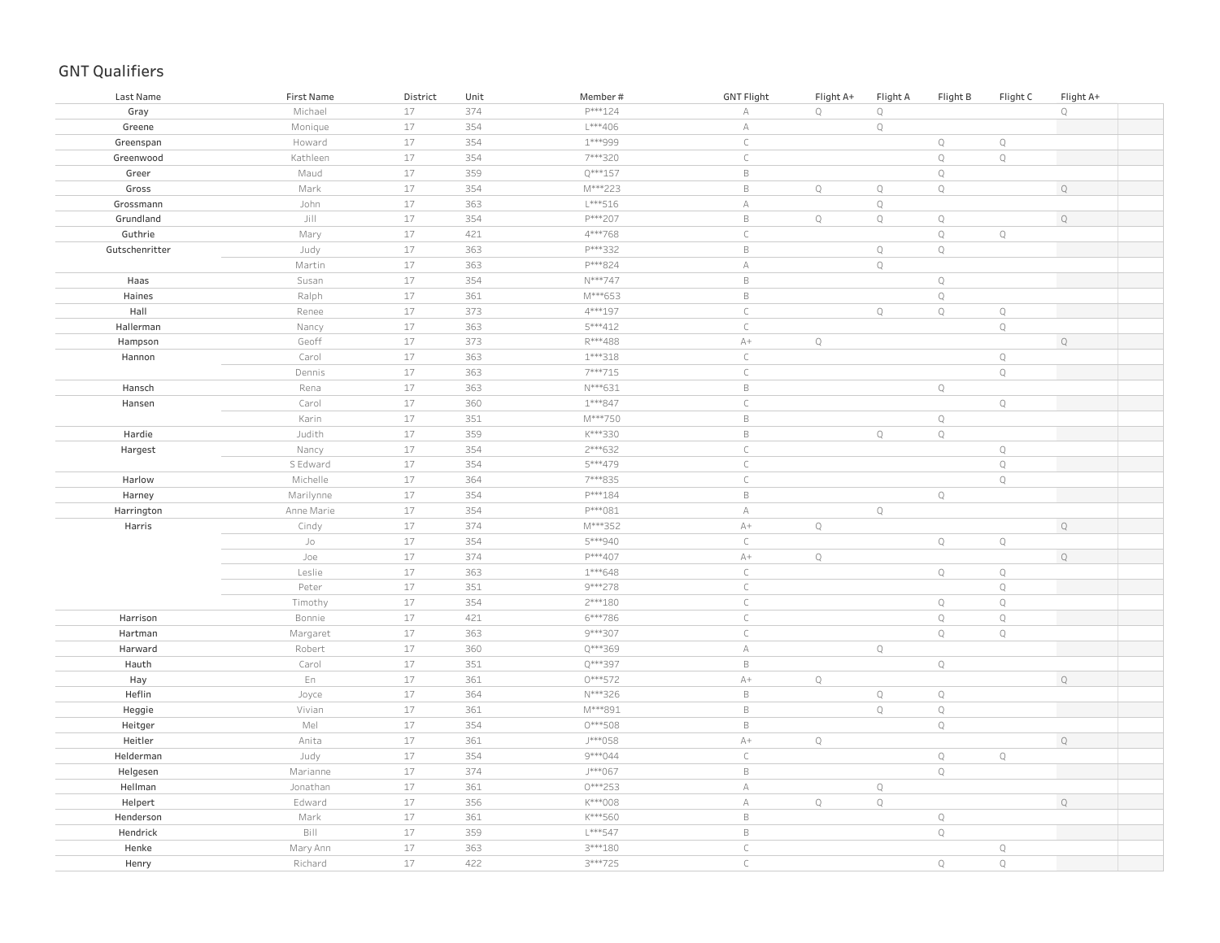## GNT Qualifiers

| Last Name | First Name | District | Unit | Member # | GNT Flight | Flight A+ | Flight A | Flight B | Flight C | Flight A+ |
|---|---|---|---|---|---|---|---|---|---|---|
| Gray | Michael | 17 | 374 | P***124 | A | Q | Q | | | Q |
| Greene | Monique | 17 | 354 | L***406 | A | | Q | | | |
| Greenspan | Howard | 17 | 354 | 1***999 | C | | | Q | Q | |
| Greenwood | Kathleen | 17 | 354 | 7***320 | C | | | Q | Q | |
| Greer | Maud | 17 | 359 | Q***157 | B | | | Q | | |
| Gross | Mark | 17 | 354 | M***223 | B | Q | Q | Q | | Q |
| Grossmann | John | 17 | 363 | L***516 | A | | Q | | | |
| Grundland | Jill | 17 | 354 | P***207 | B | Q | Q | Q | | Q |
| Guthrie | Mary | 17 | 421 | 4***768 | C | | | Q | Q | |
| Gutschenritter | Judy | 17 | 363 | P***332 | B | | Q | Q | | |
| | Martin | 17 | 363 | P***824 | A | | Q | | | |
| Haas | Susan | 17 | 354 | N***747 | B | | | Q | | |
| Haines | Ralph | 17 | 361 | M***653 | B | | | Q | | |
| Hall | Renee | 17 | 373 | 4***197 | C | | Q | Q | Q | |
| Hallerman | Nancy | 17 | 363 | 5***412 | C | | | | Q | |
| Hampson | Geoff | 17 | 373 | R***488 | A+ | Q | | | | Q |
| Hannon | Carol | 17 | 363 | 1***318 | C | | | | Q | |
| | Dennis | 17 | 363 | 7***715 | C | | | | Q | |
| Hansch | Rena | 17 | 363 | N***631 | B | | | Q | | |
| Hansen | Carol | 17 | 360 | 1***847 | C | | | | Q | |
| | Karin | 17 | 351 | M***750 | B | | | Q | | |
| Hardie | Judith | 17 | 359 | K***330 | B | | Q | Q | | |
| Hargest | Nancy | 17 | 354 | 2***632 | C | | | | Q | |
| | S Edward | 17 | 354 | 5***479 | C | | | | Q | |
| Harlow | Michelle | 17 | 364 | 7***835 | C | | | | Q | |
| Harney | Marilynne | 17 | 354 | P***184 | B | | | Q | | |
| Harrington | Anne Marie | 17 | 354 | P***081 | A | | Q | | | |
| Harris | Cindy | 17 | 374 | M***352 | A+ | Q | | | | Q |
| | Jo | 17 | 354 | 5***940 | C | | | Q | Q | |
| | Joe | 17 | 374 | P***407 | A+ | Q | | | | Q |
| | Leslie | 17 | 363 | 1***648 | C | | | Q | Q | |
| | Peter | 17 | 351 | 9***278 | C | | | | Q | |
| | Timothy | 17 | 354 | 2***180 | C | | | Q | Q | |
| Harrison | Bonnie | 17 | 421 | 6***786 | C | | | Q | Q | |
| Hartman | Margaret | 17 | 363 | 9***307 | C | | | Q | Q | |
| Harward | Robert | 17 | 360 | Q***369 | A | | Q | | | |
| Hauth | Carol | 17 | 351 | Q***397 | B | | | Q | | |
| Hay | En | 17 | 361 | O***572 | A+ | Q | | | | Q |
| Heflin | Joyce | 17 | 364 | N***326 | B | | Q | Q | | |
| Heggie | Vivian | 17 | 361 | M***891 | B | | Q | Q | | |
| Heitger | Mel | 17 | 354 | O***508 | B | | | Q | | |
| Heitler | Anita | 17 | 361 | J***058 | A+ | Q | | | | Q |
| Helderman | Judy | 17 | 354 | 9***044 | C | | | Q | Q | |
| Helgesen | Marianne | 17 | 374 | J***067 | B | | | Q | | |
| Hellman | Jonathan | 17 | 361 | 0***253 | A | | Q | | | |
| Helpert | Edward | 17 | 356 | K***008 | A | Q | Q | | | Q |
| Henderson | Mark | 17 | 361 | K***560 | B | | | Q | | |
| Hendrick | Bill | 17 | 359 | L***547 | B | | | Q | | |
| Henke | Mary Ann | 17 | 363 | 3***180 | C | | | | Q | |
| Henry | Richard | 17 | 422 | 3***725 | C | | | Q | Q | |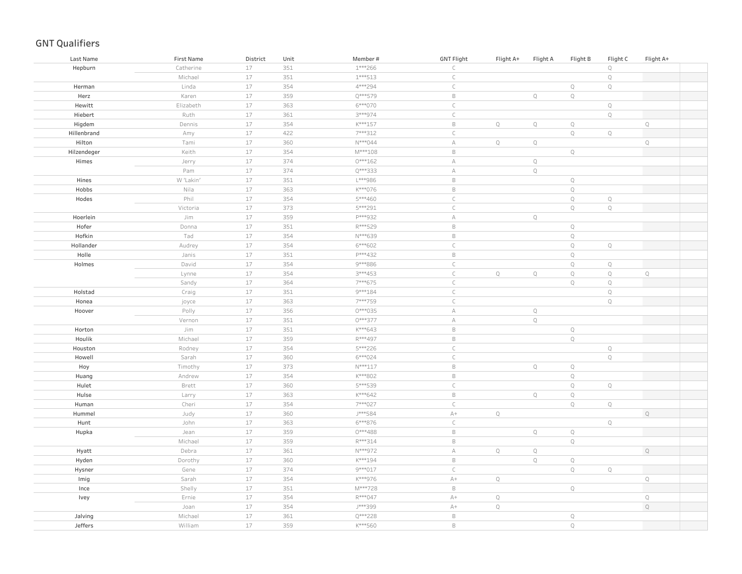# GNT Qualifiers

| Last Name | First Name | District | Unit | Member # | GNT Flight | Flight A+ | Flight A | Flight B | Flight C | Flight A+ |
|---|---|---|---|---|---|---|---|---|---|---|
| Hepburn | Catherine | 17 | 351 | 1***266 | C | | | | Q | |
| | Michael | 17 | 351 | 1***513 | C | | | | Q | |
| Herman | Linda | 17 | 354 | 4***294 | C | | | Q | Q | |
| Herz | Karen | 17 | 359 | Q***579 | B | | Q | Q | | |
| Hewitt | Elizabeth | 17 | 363 | 6***070 | C | | | | Q | |
| Hiebert | Ruth | 17 | 361 | 3***974 | C | | | | Q | |
| Higdem | Dennis | 17 | 354 | K***157 | B | Q | Q | Q | | Q |
| Hillenbrand | Amy | 17 | 422 | 7***312 | C | | | Q | Q | |
| Hilton | Tami | 17 | 360 | N***044 | A | Q | Q | | | Q |
| Hilzendeger | Keith | 17 | 354 | M***108 | B | | | Q | | |
| Himes | Jerry | 17 | 374 | O***162 | A | | Q | | | |
| | Pam | 17 | 374 | Q***333 | A | | Q | | | |
| Hines | W 'Lakin' | 17 | 351 | L***986 | B | | | Q | | |
| Hobbs | Nila | 17 | 363 | K***076 | B | | | Q | | |
| Hodes | Phil | 17 | 354 | 5***460 | C | | | Q | Q | |
| | Victoria | 17 | 373 | 5***291 | C | | | Q | Q | |
| Hoerlein | Jim | 17 | 359 | P***932 | A | | Q | | | |
| Hofer | Donna | 17 | 351 | R***529 | B | | | Q | | |
| Hofkin | Tad | 17 | 354 | N***639 | B | | | Q | | |
| Hollander | Audrey | 17 | 354 | 6***602 | C | | | Q | Q | |
| Holle | Janis | 17 | 351 | P***432 | B | | | Q | | |
| Holmes | David | 17 | 354 | 9***886 | C | | | Q | Q | |
| | Lynne | 17 | 354 | 3***453 | C | Q | Q | Q | Q | Q |
| | Sandy | 17 | 364 | 7***675 | C | | | Q | Q | |
| Holstad | Craig | 17 | 351 | 9***184 | C | | | | Q | |
| Honea | joyce | 17 | 363 | 7***759 | C | | | | Q | |
| Hoover | Polly | 17 | 356 | O***035 | A | | Q | | | |
| | Vernon | 17 | 351 | O***377 | A | | Q | | | |
| Horton | Jim | 17 | 351 | K***643 | B | | | Q | | |
| Houlik | Michael | 17 | 359 | R***497 | B | | | Q | | |
| Houston | Rodney | 17 | 354 | 5***226 | C | | | | Q | |
| Howell | Sarah | 17 | 360 | 6***024 | C | | | | Q | |
| Hoy | Timothy | 17 | 373 | N***117 | B | | Q | Q | | |
| Huang | Andrew | 17 | 354 | K***802 | B | | | Q | | |
| Hulet | Brett | 17 | 360 | 5***539 | C | | | Q | Q | |
| Hulse | Larry | 17 | 363 | K***642 | B | | Q | Q | | |
| Human | Cheri | 17 | 354 | 7***027 | C | | | Q | Q | |
| Hummel | Judy | 17 | 360 | J***584 | A+ | Q | | | | Q |
| Hunt | John | 17 | 363 | 6***876 | C | | | | Q | |
| Hupka | Jean | 17 | 359 | O***488 | B | | Q | Q | | |
| | Michael | 17 | 359 | R***314 | B | | | Q | | |
| Hyatt | Debra | 17 | 361 | N***972 | A | Q | Q | | | Q |
| Hyden | Dorothy | 17 | 360 | K***194 | B | | Q | Q | | |
| Hysner | Gene | 17 | 374 | 9***017 | C | | | Q | Q | |
| Imig | Sarah | 17 | 354 | K***976 | A+ | Q | | | | Q |
| Ince | Shelly | 17 | 351 | M***728 | B | | | Q | | |
| Ivey | Ernie | 17 | 354 | R***047 | A+ | Q | | | | Q |
| | Joan | 17 | 354 | J***399 | A+ | Q | | | | Q |
| Jalving | Michael | 17 | 361 | Q***228 | B | | | Q | | |
| Jeffers | William | 17 | 359 | K***560 | B | | | Q | | |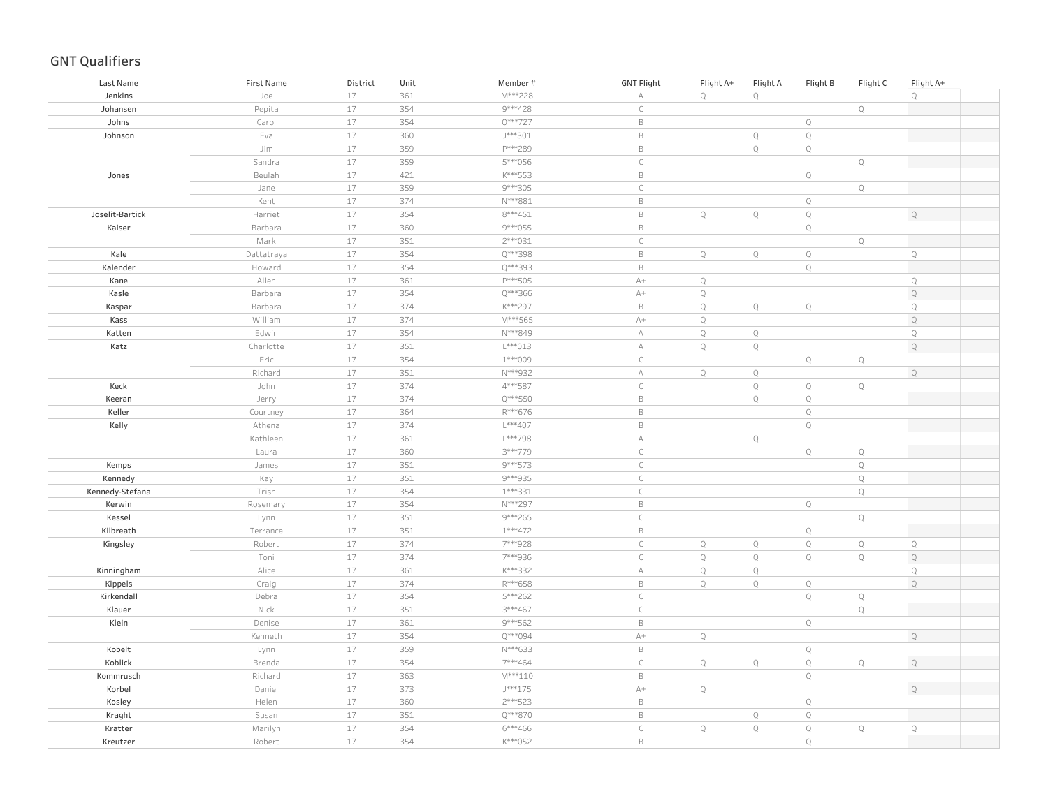## GNT Qualifiers

| Last Name | First Name | District | Unit | Member # | GNT Flight | Flight A+ | Flight A | Flight B | Flight C | Flight A+ |
|---|---|---|---|---|---|---|---|---|---|---|
| Jenkins | Joe | 17 | 361 | M***228 | A | Q | Q | | | Q |
| Johansen | Pepita | 17 | 354 | 9***428 | C | | | | Q | |
| Johns | Carol | 17 | 354 | O***727 | B | | | Q | | |
| Johnson | Eva | 17 | 360 | J***301 | B | | Q | Q | | |
| | Jim | 17 | 359 | P***289 | B | | Q | Q | | |
| | Sandra | 17 | 359 | 5***056 | C | | | | Q | |
| Jones | Beulah | 17 | 421 | K***553 | B | | | Q | | |
| | Jane | 17 | 359 | 9***305 | C | | | | Q | |
| | Kent | 17 | 374 | N***881 | B | | | Q | | |
| Joselit-Bartick | Harriet | 17 | 354 | 8***451 | B | Q | Q | Q | | Q |
| Kaiser | Barbara | 17 | 360 | 9***055 | B | | | Q | | |
| | Mark | 17 | 351 | 2***031 | C | | | | Q | |
| Kale | Dattatraya | 17 | 354 | Q***398 | B | Q | Q | Q | | Q |
| Kalender | Howard | 17 | 354 | Q***393 | B | | | Q | | |
| Kane | Allen | 17 | 361 | P***505 | A+ | Q | | | | Q |
| Kasle | Barbara | 17 | 354 | Q***366 | A+ | Q | | | | Q |
| Kaspar | Barbara | 17 | 374 | K***297 | B | Q | Q | Q | | Q |
| Kass | William | 17 | 374 | M***565 | A+ | Q | | | | Q |
| Katten | Edwin | 17 | 354 | N***849 | A | Q | Q | | | Q |
| Katz | Charlotte | 17 | 351 | L***013 | A | Q | Q | | | Q |
| | Eric | 17 | 354 | 1***009 | C | | | Q | Q | |
| | Richard | 17 | 351 | N***932 | A | Q | Q | | | Q |
| Keck | John | 17 | 374 | 4***587 | C | | Q | Q | Q | |
| Keeran | Jerry | 17 | 374 | Q***550 | B | | Q | Q | | |
| Keller | Courtney | 17 | 364 | R***676 | B | | | Q | | |
| Kelly | Athena | 17 | 374 | L***407 | B | | | Q | | |
| | Kathleen | 17 | 361 | L***798 | A | | Q | | | |
| | Laura | 17 | 360 | 3***779 | C | | | Q | Q | |
| Kemps | James | 17 | 351 | 9***573 | C | | | | Q | |
| Kennedy | Kay | 17 | 351 | 9***935 | C | | | | Q | |
| Kennedy-Stefana | Trish | 17 | 354 | 1***331 | C | | | | Q | |
| Kerwin | Rosemary | 17 | 354 | N***297 | B | | | Q | | |
| Kessel | Lynn | 17 | 351 | 9***265 | C | | | | Q | |
| Kilbreath | Terrance | 17 | 351 | 1***472 | B | | | Q | | |
| Kingsley | Robert | 17 | 374 | 7***928 | C | Q | Q | Q | Q | Q |
| | Toni | 17 | 374 | 7***936 | C | Q | Q | Q | Q | Q |
| Kinningham | Alice | 17 | 361 | K***332 | A | Q | Q | | | Q |
| Kippels | Craig | 17 | 374 | R***658 | B | Q | Q | Q | | Q |
| Kirkendall | Debra | 17 | 354 | 5***262 | C | | | Q | Q | |
| Klauer | Nick | 17 | 351 | 3***467 | C | | | | Q | |
| Klein | Denise | 17 | 361 | 9***562 | B | | | Q | | |
| | Kenneth | 17 | 354 | Q***094 | A+ | Q | | | | Q |
| Kobelt | Lynn | 17 | 359 | N***633 | B | | | Q | | |
| Koblick | Brenda | 17 | 354 | 7***464 | C | Q | Q | Q | Q | Q |
| Kommrusch | Richard | 17 | 363 | M***110 | B | | | Q | | |
| Korbel | Daniel | 17 | 373 | J***175 | A+ | Q | | | | Q |
| Kosley | Helen | 17 | 360 | 2***523 | B | | | Q | | |
| Kraght | Susan | 17 | 351 | Q***870 | B | | Q | Q | | |
| Kratter | Marilyn | 17 | 354 | 6***466 | C | Q | Q | Q | Q | Q |
| Kreutzer | Robert | 17 | 354 | K***052 | B | | | Q | | |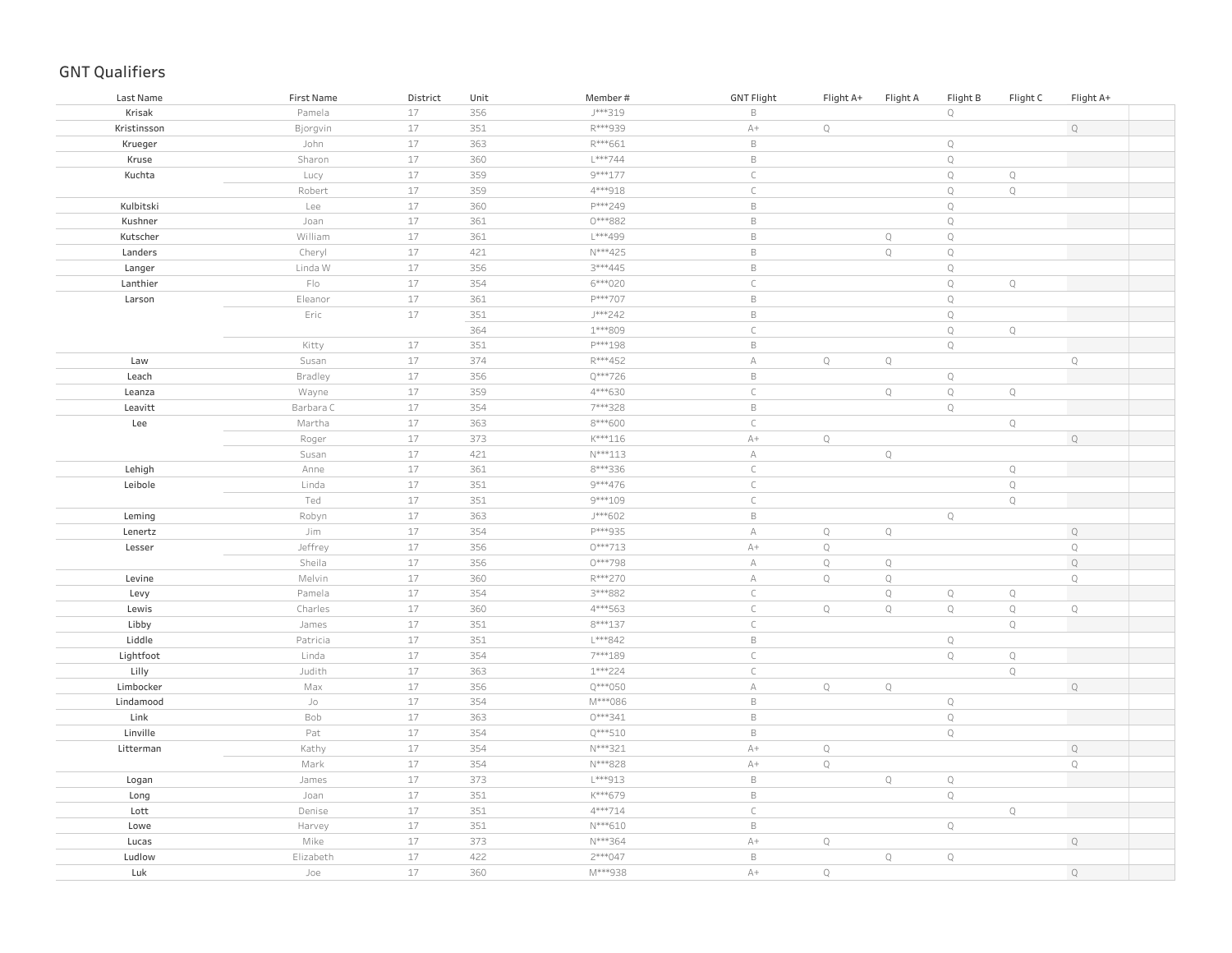## GNT Qualifiers

| Last Name | First Name | District | Unit | Member # | GNT Flight | Flight A+ | Flight A | Flight B | Flight C | Flight A+ |
|---|---|---|---|---|---|---|---|---|---|---|
| Krisak | Pamela | 17 | 356 | J***319 | B | | | Q | | |
| Kristinsson | Bjorgvin | 17 | 351 | R***939 | A+ | Q | | | | Q |
| Krueger | John | 17 | 363 | R***661 | B | | | Q | | |
| Kruse | Sharon | 17 | 360 | L***744 | B | | | Q | | |
| Kuchta | Lucy | 17 | 359 | 9***177 | C | | | Q | Q | |
| | Robert | 17 | 359 | 4***918 | C | | | Q | Q | |
| Kulbitski | Lee | 17 | 360 | P***249 | B | | | Q | | |
| Kushner | Joan | 17 | 361 | 0***882 | B | | | Q | | |
| Kutscher | William | 17 | 361 | L***499 | B | | Q | Q | | |
| Landers | Cheryl | 17 | 421 | N***425 | B | | Q | Q | | |
| Langer | Linda W | 17 | 356 | 3***445 | B | | | Q | | |
| Lanthier | Flo | 17 | 354 | 6***020 | C | | | Q | Q | |
| Larson | Eleanor | 17 | 361 | P***707 | B | | | Q | | |
| | Eric | 17 | 351 | J***242 | B | | | Q | | |
| | | | 364 | 1***809 | C | | | Q | Q | |
| | Kitty | 17 | 351 | P***198 | B | | | Q | | |
| Law | Susan | 17 | 374 | R***452 | A | Q | Q | | | Q |
| Leach | Bradley | 17 | 356 | Q***726 | B | | | Q | | |
| Leanza | Wayne | 17 | 359 | 4***630 | C | | Q | Q | Q | |
| Leavitt | Barbara C | 17 | 354 | 7***328 | B | | | Q | | |
| Lee | Martha | 17 | 363 | 8***600 | C | | | | Q | |
| | Roger | 17 | 373 | K***116 | A+ | Q | | | | Q |
| | Susan | 17 | 421 | N***113 | A | | Q | | | |
| Lehigh | Anne | 17 | 361 | 8***336 | C | | | | Q | |
| Leibole | Linda | 17 | 351 | 9***476 | C | | | | Q | |
| | Ted | 17 | 351 | 9***109 | C | | | | Q | |
| Leming | Robyn | 17 | 363 | J***602 | B | | | Q | | |
| Lenertz | Jim | 17 | 354 | P***935 | A | Q | Q | | | Q |
| Lesser | Jeffrey | 17 | 356 | 0***713 | A+ | Q | | | | Q |
| | Sheila | 17 | 356 | 0***798 | A | Q | Q | | | Q |
| Levine | Melvin | 17 | 360 | R***270 | A | Q | Q | | | Q |
| Levy | Pamela | 17 | 354 | 3***882 | C | | Q | Q | Q | |
| Lewis | Charles | 17 | 360 | 4***563 | C | Q | Q | Q | Q | Q |
| Libby | James | 17 | 351 | 8***137 | C | | | | Q | |
| Liddle | Patricia | 17 | 351 | L***842 | B | | | Q | | |
| Lightfoot | Linda | 17 | 354 | 7***189 | C | | | Q | Q | |
| Lilly | Judith | 17 | 363 | 1***224 | C | | | | Q | |
| Limbocker | Max | 17 | 356 | Q***050 | A | Q | Q | | | Q |
| Lindamood | Jo | 17 | 354 | M***086 | B | | | Q | | |
| Link | Bob | 17 | 363 | 0***341 | B | | | Q | | |
| Linville | Pat | 17 | 354 | Q***510 | B | | | Q | | |
| Litterman | Kathy | 17 | 354 | N***321 | A+ | Q | | | | Q |
| | Mark | 17 | 354 | N***828 | A+ | Q | | | | Q |
| Logan | James | 17 | 373 | L***913 | B | | Q | Q | | |
| Long | Joan | 17 | 351 | K***679 | B | | | Q | | |
| Lott | Denise | 17 | 351 | 4***714 | C | | | | Q | |
| Lowe | Harvey | 17 | 351 | N***610 | B | | | Q | | |
| Lucas | Mike | 17 | 373 | N***364 | A+ | Q | | | | Q |
| Ludlow | Elizabeth | 17 | 422 | 2***047 | B | | Q | Q | | |
| Luk | Joe | 17 | 360 | M***938 | A+ | Q | | | | Q |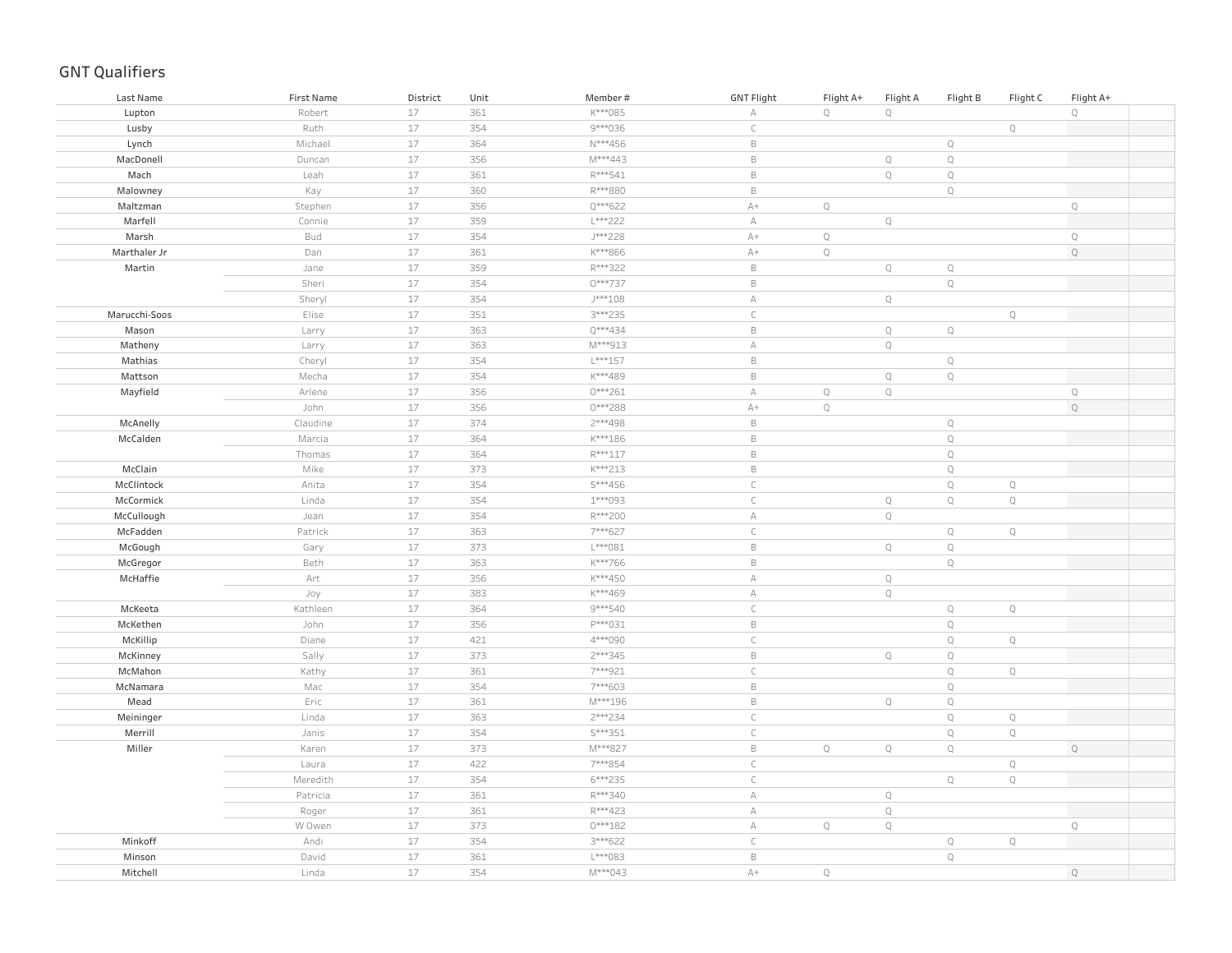# GNT Qualifiers

| Last Name | First Name | District | Unit | Member # | GNT Flight | Flight A+ | Flight A | Flight B | Flight C | Flight A+ |
|---|---|---|---|---|---|---|---|---|---|---|
| Lupton | Robert | 17 | 361 | K***085 | A | Q | Q | | | Q |
| Lusby | Ruth | 17 | 354 | 9***036 | C | | | | Q | |
| Lynch | Michael | 17 | 364 | N***456 | B | | | Q | | |
| MacDonell | Duncan | 17 | 356 | M***443 | B | | Q | Q | | |
| Mach | Leah | 17 | 361 | R***541 | B | | Q | Q | | |
| Malowney | Kay | 17 | 360 | R***880 | B | | | Q | | |
| Maltzman | Stephen | 17 | 356 | Q***622 | A+ | Q | | | | Q |
| Marfell | Connie | 17 | 359 | L***222 | A | | Q | | | |
| Marsh | Bud | 17 | 354 | J***228 | A+ | Q | | | | Q |
| Marthaler Jr | Dan | 17 | 361 | K***866 | A+ | Q | | | | Q |
| Martin | Jane | 17 | 359 | R***322 | B | | Q | Q | | |
| | Sheri | 17 | 354 | O***737 | B | | | Q | | |
| | Sheryl | 17 | 354 | J***108 | A | | Q | | | |
| Marucchi-Soos | Elise | 17 | 351 | 3***235 | C | | | | Q | |
| Mason | Larry | 17 | 363 | Q***434 | B | | Q | Q | | |
| Matheny | Larry | 17 | 363 | M***913 | A | | Q | | | |
| Mathias | Cheryl | 17 | 354 | L***157 | B | | | Q | | |
| Mattson | Mecha | 17 | 354 | K***489 | B | | Q | Q | | |
| Mayfield | Arlene | 17 | 356 | O***261 | A | Q | Q | | | Q |
| | John | 17 | 356 | O***288 | A+ | Q | | | | Q |
| McAnelly | Claudine | 17 | 374 | 2***498 | B | | | Q | | |
| McCalden | Marcia | 17 | 364 | K***186 | B | | | Q | | |
| | Thomas | 17 | 364 | R***117 | B | | | Q | | |
| McClain | Mike | 17 | 373 | K***213 | B | | | Q | | |
| McClintock | Anita | 17 | 354 | 5***456 | C | | | Q | Q | |
| McCormick | Linda | 17 | 354 | 1***093 | C | | Q | Q | Q | |
| McCullough | Jean | 17 | 354 | R***200 | A | | Q | | | |
| McFadden | Patrick | 17 | 363 | 7***627 | C | | | Q | Q | |
| McGough | Gary | 17 | 373 | L***081 | B | | Q | Q | | |
| McGregor | Beth | 17 | 363 | K***766 | B | | | Q | | |
| McHaffie | Art | 17 | 356 | K***450 | A | | Q | | | |
| | Joy | 17 | 383 | K***469 | A | | Q | | | |
| McKeeta | Kathleen | 17 | 364 | 9***540 | C | | | Q | Q | |
| McKethen | John | 17 | 356 | P***031 | B | | | Q | | |
| McKillip | Diane | 17 | 421 | 4***090 | C | | | Q | Q | |
| McKinney | Sally | 17 | 373 | 2***345 | B | | Q | Q | | |
| McMahon | Kathy | 17 | 361 | 7***921 | C | | | Q | Q | |
| McNamara | Mac | 17 | 354 | 7***603 | B | | | Q | | |
| Mead | Eric | 17 | 361 | M***196 | B | | Q | Q | | |
| Meininger | Linda | 17 | 363 | 2***234 | C | | | Q | Q | |
| Merrill | Janis | 17 | 354 | 5***351 | C | | | Q | Q | |
| Miller | Karen | 17 | 373 | M***827 | B | Q | Q | Q | | Q |
| | Laura | 17 | 422 | 7***854 | C | | | | Q | |
| | Meredith | 17 | 354 | 6***235 | C | | | Q | Q | |
| | Patricia | 17 | 361 | R***340 | A | | Q | | | |
| | Roger | 17 | 361 | R***423 | A | | Q | | | |
| | W Owen | 17 | 373 | O***182 | A | Q | Q | | | Q |
| Minkoff | Andi | 17 | 354 | 3***622 | C | | | Q | Q | |
| Minson | David | 17 | 361 | L***083 | B | | | Q | | |
| Mitchell | Linda | 17 | 354 | M***043 | A+ | Q | | | | Q |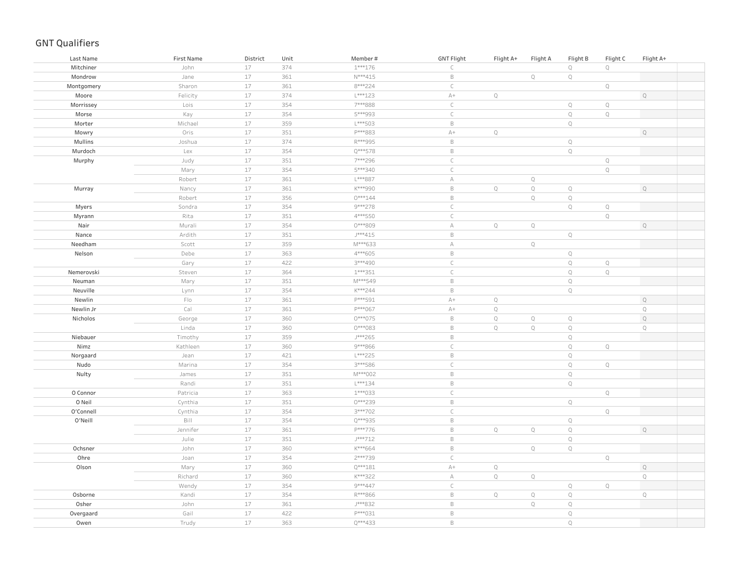## GNT Qualifiers

| Last Name | First Name | District | Unit | Member # | GNT Flight | Flight A+ | Flight A | Flight B | Flight C | Flight A+ |
|---|---|---|---|---|---|---|---|---|---|---|
| Mitchiner | John | 17 | 374 | 1***176 | C | | | Q | Q | |
| Mondrow | Jane | 17 | 361 | N***415 | B | | Q | Q | | |
| Montgomery | Sharon | 17 | 361 | 8***224 | C | | | | Q | |
| Moore | Felicity | 17 | 374 | L***123 | A+ | Q | | | | Q |
| Morrissey | Lois | 17 | 354 | 7***888 | C | | | Q | Q | |
| Morse | Kay | 17 | 354 | 5***993 | C | | | Q | Q | |
| Morter | Michael | 17 | 359 | L***503 | B | | | Q | | |
| Mowry | Oris | 17 | 351 | P***883 | A+ | Q | | | | Q |
| Mullins | Joshua | 17 | 374 | R***995 | B | | | Q | | |
| Murdoch | Lex | 17 | 354 | Q***578 | B | | | Q | | |
| Murphy | Judy | 17 | 351 | 7***296 | C | | | | Q | |
| | Mary | 17 | 354 | 5***340 | C | | | | Q | |
| | Robert | 17 | 361 | L***887 | A | | Q | | | |
| Murray | Nancy | 17 | 361 | K***990 | B | Q | Q | Q | | Q |
| | Robert | 17 | 356 | O***144 | B | | Q | Q | | |
| Myers | Sondra | 17 | 354 | 9***278 | C | | | Q | Q | |
| Myrann | Rita | 17 | 351 | 4***550 | C | | | | Q | |
| Nair | Murali | 17 | 354 | O***809 | A | Q | Q | | | Q |
| Nance | Ardith | 17 | 351 | J***415 | B | | | Q | | |
| Needham | Scott | 17 | 359 | M***633 | A | | Q | | | |
| Nelson | Debe | 17 | 363 | 4***605 | B | | | Q | | |
| | Gary | 17 | 422 | 3***490 | C | | | Q | Q | |
| Nemerovski | Steven | 17 | 364 | 1***351 | C | | | Q | Q | |
| Neuman | Mary | 17 | 351 | M***549 | B | | | Q | | |
| Neuville | Lynn | 17 | 354 | K***244 | B | | | Q | | |
| Newlin | Flo | 17 | 361 | P***591 | A+ | Q | | | | Q |
| Newlin Jr | Cal | 17 | 361 | P***067 | A+ | Q | | | | Q |
| Nicholos | George | 17 | 360 | O***075 | B | Q | Q | Q | | Q |
| | Linda | 17 | 360 | O***083 | B | Q | Q | Q | | Q |
| Niebauer | Timothy | 17 | 359 | J***265 | B | | | Q | | |
| Nimz | Kathleen | 17 | 360 | 9***866 | C | | | Q | Q | |
| Norgaard | Jean | 17 | 421 | L***225 | B | | | Q | | |
| Nudo | Marina | 17 | 354 | 3***586 | C | | | Q | Q | |
| Nulty | James | 17 | 351 | M***002 | B | | | Q | | |
| | Randi | 17 | 351 | L***134 | B | | | Q | | |
| O Connor | Patricia | 17 | 363 | 1***033 | C | | | | Q | |
| O Neil | Cynthia | 17 | 351 | O***239 | B | | | Q | | |
| O'Connell | Cynthia | 17 | 354 | 3***702 | C | | | | Q | |
| O'Neill | Bill | 17 | 354 | Q***935 | B | | | Q | | |
| | Jennifer | 17 | 361 | P***776 | B | Q | Q | Q | | Q |
| | Julie | 17 | 351 | J***712 | B | | | Q | | |
| Ochsner | John | 17 | 360 | K***664 | B | | Q | Q | | |
| Ohre | Joan | 17 | 354 | 2***739 | C | | | | Q | |
| Olson | Mary | 17 | 360 | Q***181 | A+ | Q | | | | Q |
| | Richard | 17 | 360 | K***322 | A | Q | Q | | | Q |
| | Wendy | 17 | 354 | 9***447 | C | | | Q | Q | |
| Osborne | Kandi | 17 | 354 | R***866 | B | Q | Q | Q | | Q |
| Osher | John | 17 | 361 | J***832 | B | | Q | Q | | |
| Overgaard | Gail | 17 | 422 | P***031 | B | | | Q | | |
| Owen | Trudy | 17 | 363 | Q***433 | B | | | Q | | |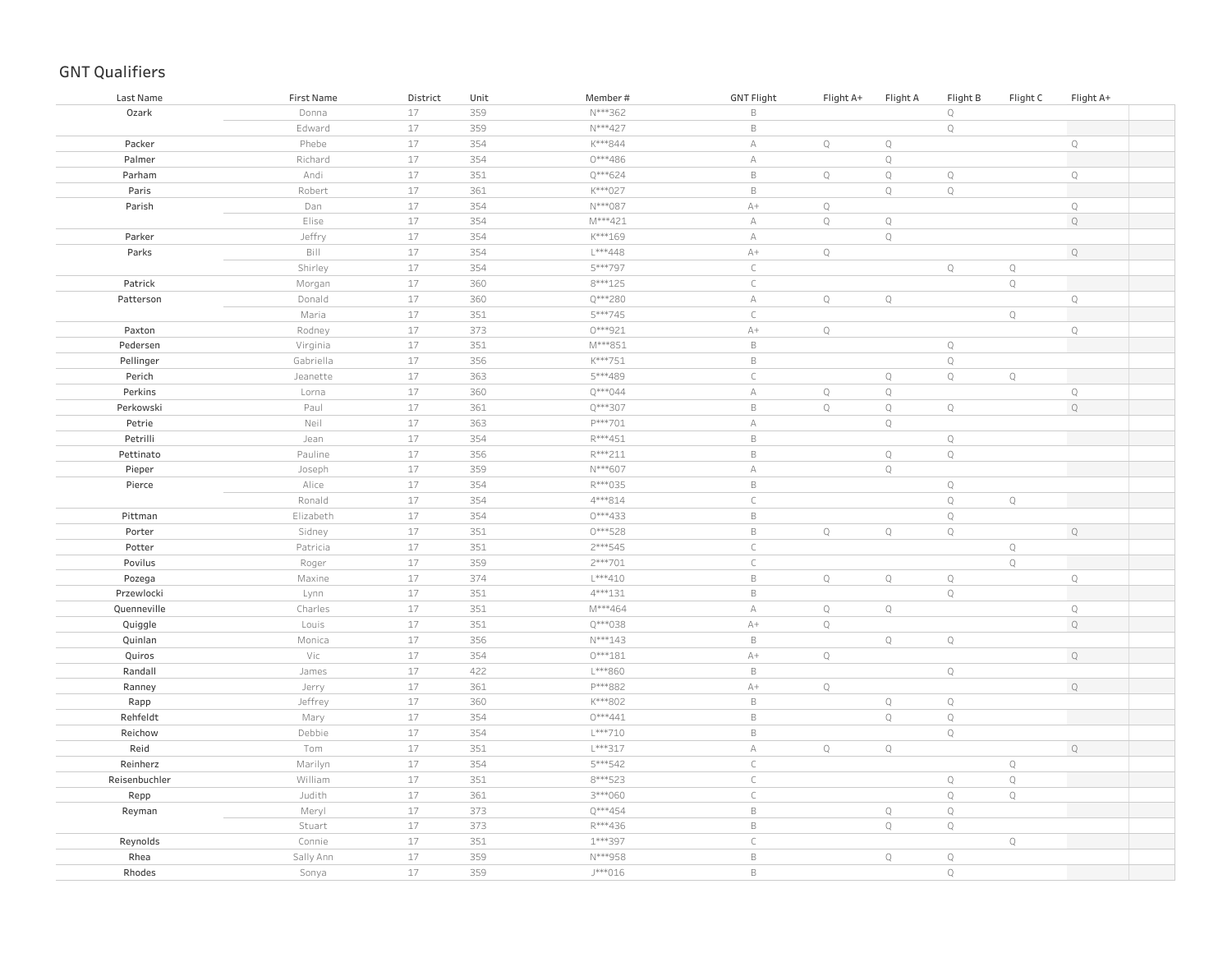# GNT Qualifiers

| Last Name | First Name | District | Unit | Member # | GNT Flight | Flight A+ | Flight A | Flight B | Flight C | Flight A+ |
|---|---|---|---|---|---|---|---|---|---|---|
| Ozark | Donna | 17 | 359 | N***362 | B | | | Q | | |
| | Edward | 17 | 359 | N***427 | B | | | Q | | |
| Packer | Phebe | 17 | 354 | K***844 | A | Q | Q | | | Q |
| Palmer | Richard | 17 | 354 | O***486 | A | | Q | | | |
| Parham | Andi | 17 | 351 | Q***624 | B | Q | Q | Q | | Q |
| Paris | Robert | 17 | 361 | K***027 | B | | Q | Q | | |
| Parish | Dan | 17 | 354 | N***087 | A+ | Q | | | | Q |
| | Elise | 17 | 354 | M***421 | A | Q | Q | | | Q |
| Parker | Jeffry | 17 | 354 | K***169 | A | | Q | | | |
| Parks | Bill | 17 | 354 | L***448 | A+ | Q | | | | Q |
| | Shirley | 17 | 354 | 5***797 | C | | | Q | Q | |
| Patrick | Morgan | 17 | 360 | 8***125 | C | | | | Q | |
| Patterson | Donald | 17 | 360 | Q***280 | A | Q | Q | | | Q |
| | Maria | 17 | 351 | 5***745 | C | | | | Q | |
| Paxton | Rodney | 17 | 373 | O***921 | A+ | Q | | | | Q |
| Pedersen | Virginia | 17 | 351 | M***851 | B | | | Q | | |
| Pellinger | Gabriella | 17 | 356 | K***751 | B | | | Q | | |
| Perich | Jeanette | 17 | 363 | 5***489 | C | | Q | Q | Q | |
| Perkins | Lorna | 17 | 360 | Q***044 | A | Q | Q | | | Q |
| Perkowski | Paul | 17 | 361 | Q***307 | B | Q | Q | Q | | Q |
| Petrie | Neil | 17 | 363 | P***701 | A | | Q | | | |
| Petrilli | Jean | 17 | 354 | R***451 | B | | | Q | | |
| Pettinato | Pauline | 17 | 356 | R***211 | B | | Q | Q | | |
| Pieper | Joseph | 17 | 359 | N***607 | A | | Q | | | |
| Pierce | Alice | 17 | 354 | R***035 | B | | | Q | | |
| | Ronald | 17 | 354 | 4***814 | C | | | Q | Q | |
| Pittman | Elizabeth | 17 | 354 | O***433 | B | | | Q | | |
| Porter | Sidney | 17 | 351 | O***528 | B | Q | Q | Q | | Q |
| Potter | Patricia | 17 | 351 | 2***545 | C | | | | Q | |
| Povilus | Roger | 17 | 359 | 2***701 | C | | | | Q | |
| Pozega | Maxine | 17 | 374 | L***410 | B | Q | Q | Q | | Q |
| Przewlocki | Lynn | 17 | 351 | 4***131 | B | | | Q | | |
| Quenneville | Charles | 17 | 351 | M***464 | A | Q | Q | | | Q |
| Quiggle | Louis | 17 | 351 | Q***038 | A+ | Q | | | | Q |
| Quinlan | Monica | 17 | 356 | N***143 | B | | Q | Q | | |
| Quiros | Vic | 17 | 354 | O***181 | A+ | Q | | | | Q |
| Randall | James | 17 | 422 | L***860 | B | | | Q | | |
| Ranney | Jerry | 17 | 361 | P***882 | A+ | Q | | | | Q |
| Rapp | Jeffrey | 17 | 360 | K***802 | B | | Q | Q | | |
| Rehfeldt | Mary | 17 | 354 | O***441 | B | | Q | Q | | |
| Reichow | Debbie | 17 | 354 | L***710 | B | | | Q | | |
| Reid | Tom | 17 | 351 | L***317 | A | Q | Q | | | Q |
| Reinherz | Marilyn | 17 | 354 | 5***542 | C | | | | Q | |
| Reisenbuchler | William | 17 | 351 | 8***523 | C | | | Q | Q | |
| Repp | Judith | 17 | 361 | 3***060 | C | | | Q | Q | |
| Reyman | Meryl | 17 | 373 | Q***454 | B | | Q | Q | | |
| | Stuart | 17 | 373 | R***436 | B | | Q | Q | | |
| Reynolds | Connie | 17 | 351 | 1***397 | C | | | | Q | |
| Rhea | Sally Ann | 17 | 359 | N***958 | B | | Q | Q | | |
| Rhodes | Sonya | 17 | 359 | J***016 | B | | | Q | | |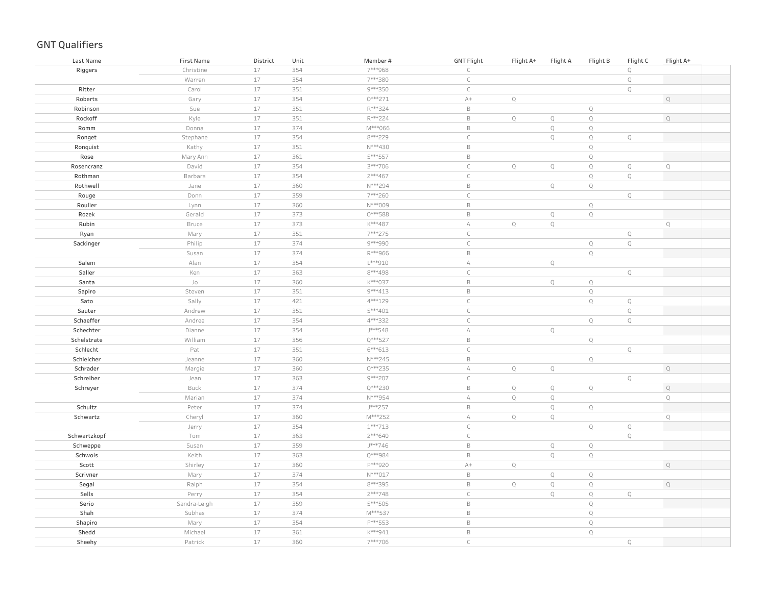# GNT Qualifiers

| Last Name | First Name | District | Unit | Member # | GNT Flight | Flight A+ | Flight A | Flight B | Flight C | Flight A+ |
|---|---|---|---|---|---|---|---|---|---|---|
| Riggers | Christine | 17 | 354 | 7***968 | C | | | | Q | |
| | Warren | 17 | 354 | 7***380 | C | | | | Q | |
| Ritter | Carol | 17 | 351 | 9***350 | C | | | | Q | |
| Roberts | Gary | 17 | 354 | 0***271 | A+ | Q | | | | Q |
| Robinson | Sue | 17 | 351 | R***324 | B | | | Q | | |
| Rockoff | Kyle | 17 | 351 | R***224 | B | Q | Q | Q | | Q |
| Romm | Donna | 17 | 374 | M***066 | B | | Q | Q | | |
| Ronget | Stephane | 17 | 354 | 8***229 | C | | Q | Q | Q | |
| Ronquist | Kathy | 17 | 351 | N***430 | B | | | Q | | |
| Rose | Mary Ann | 17 | 361 | 5***557 | B | | | Q | | |
| Rosencranz | David | 17 | 354 | 3***706 | C | Q | Q | Q | Q | Q |
| Rothman | Barbara | 17 | 354 | 2***467 | C | | | Q | Q | |
| Rothwell | Jane | 17 | 360 | N***294 | B | | Q | Q | | |
| Rouge | Donn | 17 | 359 | 7***260 | C | | | | Q | |
| Roulier | Lynn | 17 | 360 | N***009 | B | | | Q | | |
| Rozek | Gerald | 17 | 373 | 0***588 | B | | Q | Q | | |
| Rubin | Bruce | 17 | 373 | K***487 | A | Q | Q | | | Q |
| Ryan | Mary | 17 | 351 | 7***275 | C | | | | Q | |
| Sackinger | Philip | 17 | 374 | 9***990 | C | | | Q | Q | |
| | Susan | 17 | 374 | R***966 | B | | | Q | | |
| Salem | Alan | 17 | 354 | L***910 | A | | Q | | | |
| Saller | Ken | 17 | 363 | 8***498 | C | | | | Q | |
| Santa | Jo | 17 | 360 | K***037 | B | | Q | Q | | |
| Sapiro | Steven | 17 | 351 | 9***413 | B | | | Q | | |
| Sato | Sally | 17 | 421 | 4***129 | C | | | Q | Q | |
| Sauter | Andrew | 17 | 351 | 5***401 | C | | | | Q | |
| Schaeffer | Andree | 17 | 354 | 4***332 | C | | | Q | Q | |
| Schechter | Dianne | 17 | 354 | J***548 | A | | Q | | | |
| Schelstrate | William | 17 | 356 | Q***527 | B | | | Q | | |
| Schlecht | Pat | 17 | 351 | 6***613 | C | | | | Q | |
| Schleicher | Jeanne | 17 | 360 | N***245 | B | | | Q | | |
| Schrader | Margie | 17 | 360 | 0***235 | A | Q | Q | | | Q |
| Schreiber | Jean | 17 | 363 | 9***207 | C | | | | Q | |
| Schreyer | Buck | 17 | 374 | Q***230 | B | Q | Q | Q | | Q |
| | Marian | 17 | 374 | N***954 | A | Q | Q | | | Q |
| Schultz | Peter | 17 | 374 | J***257 | B | | Q | Q | | |
| Schwartz | Cheryl | 17 | 360 | M***252 | A | Q | Q | | | Q |
| | Jerry | 17 | 354 | 1***713 | C | | | Q | Q | |
| Schwartzkopf | Tom | 17 | 363 | 2***640 | C | | | | Q | |
| Schweppe | Susan | 17 | 359 | J***746 | B | | Q | Q | | |
| Schwols | Keith | 17 | 363 | Q***984 | B | | Q | Q | | |
| Scott | Shirley | 17 | 360 | P***920 | A+ | Q | | | | Q |
| Scrivner | Mary | 17 | 374 | N***017 | B | | Q | Q | | |
| Segal | Ralph | 17 | 354 | 8***395 | B | Q | Q | Q | | Q |
| Sells | Perry | 17 | 354 | 2***748 | C | | Q | Q | Q | |
| Serio | Sandra-Leigh | 17 | 359 | 5***505 | B | | | Q | | |
| Shah | Subhas | 17 | 374 | M***537 | B | | | Q | | |
| Shapiro | Mary | 17 | 354 | P***553 | B | | | Q | | |
| Shedd | Michael | 17 | 361 | K***941 | B | | | Q | | |
| Sheehy | Patrick | 17 | 360 | 7***706 | C | | | | Q | |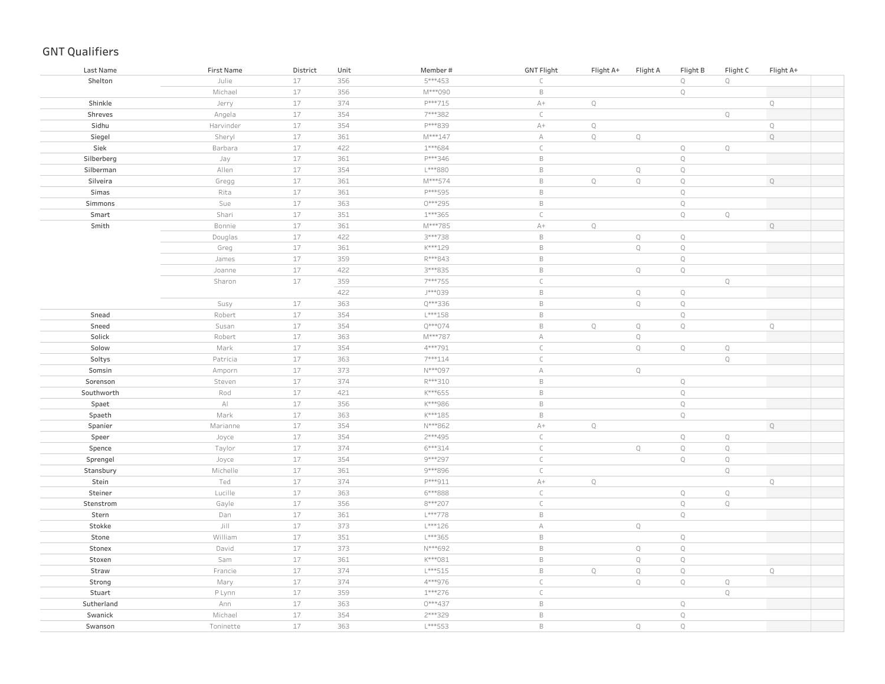# GNT Qualifiers

| Last Name | First Name | District | Unit | Member # | GNT Flight | Flight A+ | Flight A | Flight B | Flight C | Flight A+ |
|---|---|---|---|---|---|---|---|---|---|---|
| Shelton | Julie | 17 | 356 | 5***453 | C | | | Q | Q | |
| | Michael | 17 | 356 | M***090 | B | | | Q | | |
| Shinkle | Jerry | 17 | 374 | P***715 | A+ | Q | | | | Q |
| Shreves | Angela | 17 | 354 | 7***382 | C | | | | Q | |
| Sidhu | Harvinder | 17 | 354 | P***839 | A+ | Q | | | | Q |
| Siegel | Sheryl | 17 | 361 | M***147 | A | Q | Q | | | Q |
| Siek | Barbara | 17 | 422 | 1***684 | C | | | Q | Q | |
| Silberberg | Jay | 17 | 361 | P***346 | B | | | Q | | |
| Silberman | Allen | 17 | 354 | L***880 | B | | Q | Q | | |
| Silveira | Gregg | 17 | 361 | M***574 | B | Q | Q | Q | | Q |
| Simas | Rita | 17 | 361 | P***595 | B | | | Q | | |
| Simmons | Sue | 17 | 363 | O***295 | B | | | Q | | |
| Smart | Shari | 17 | 351 | 1***365 | C | | | Q | Q | |
| Smith | Bonnie | 17 | 361 | M***785 | A+ | Q | | | | Q |
| | Douglas | 17 | 422 | 3***738 | B | | Q | Q | | |
| | Greg | 17 | 361 | K***129 | B | | Q | Q | | |
| | James | 17 | 359 | R***843 | B | | | Q | | |
| | Joanne | 17 | 422 | 3***835 | B | | Q | Q | | |
| | Sharon | 17 | 359 | 7***755 | C | | | | Q | |
| | | | 422 | J***039 | B | | Q | Q | | |
| | Susy | 17 | 363 | Q***336 | B | | Q | Q | | |
| Snead | Robert | 17 | 354 | L***158 | B | | | Q | | |
| Sneed | Susan | 17 | 354 | Q***074 | B | Q | Q | Q | | Q |
| Solick | Robert | 17 | 363 | M***787 | A | | Q | | | |
| Solow | Mark | 17 | 354 | 4***791 | C | | Q | Q | Q | |
| Soltys | Patricia | 17 | 363 | 7***114 | C | | | | Q | |
| Somsin | Amporn | 17 | 373 | N***097 | A | | Q | | | |
| Sorenson | Steven | 17 | 374 | R***310 | B | | | Q | | |
| Southworth | Rod | 17 | 421 | K***655 | B | | | Q | | |
| Spaet | Al | 17 | 356 | K***986 | B | | | Q | | |
| Spaeth | Mark | 17 | 363 | K***185 | B | | | Q | | |
| Spanier | Marianne | 17 | 354 | N***862 | A+ | Q | | | | Q |
| Speer | Joyce | 17 | 354 | 2***495 | C | | | Q | Q | |
| Spence | Taylor | 17 | 374 | 6***314 | C | | Q | Q | Q | |
| Sprengel | Joyce | 17 | 354 | 9***297 | C | | | Q | Q | |
| Stansbury | Michelle | 17 | 361 | 9***896 | C | | | | Q | |
| Stein | Ted | 17 | 374 | P***911 | A+ | Q | | | | Q |
| Steiner | Lucille | 17 | 363 | 6***888 | C | | | Q | Q | |
| Stenstrom | Gayle | 17 | 356 | 8***207 | C | | | Q | Q | |
| Stern | Dan | 17 | 361 | L***778 | B | | | Q | | |
| Stokke | Jill | 17 | 373 | L***126 | A | | Q | | | |
| Stone | William | 17 | 351 | L***365 | B | | | Q | | |
| Stonex | David | 17 | 373 | N***692 | B | | Q | Q | | |
| Stoxen | Sam | 17 | 361 | K***081 | B | | Q | Q | | |
| Straw | Francie | 17 | 374 | L***515 | B | Q | Q | Q | | Q |
| Strong | Mary | 17 | 374 | 4***976 | C | | Q | Q | Q | |
| Stuart | P Lynn | 17 | 359 | 1***276 | C | | | | Q | |
| Sutherland | Ann | 17 | 363 | O***437 | B | | | Q | | |
| Swanick | Michael | 17 | 354 | 2***329 | B | | | Q | | |
| Swanson | Toninette | 17 | 363 | L***553 | B | | Q | Q | | |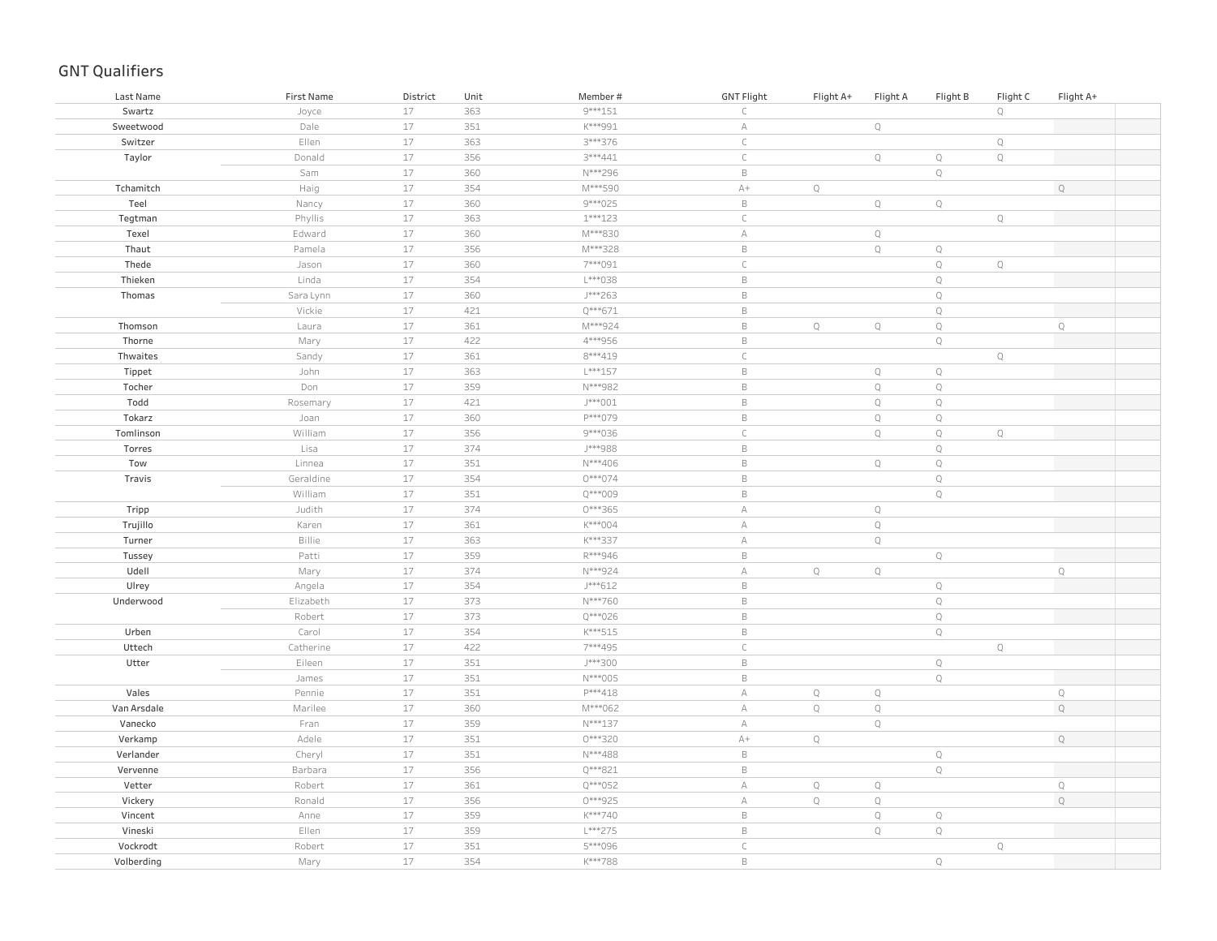## GNT Qualifiers

| Last Name | First Name | District | Unit | Member # | GNT Flight | Flight A+ | Flight A | Flight B | Flight C | Flight A+ |
|---|---|---|---|---|---|---|---|---|---|---|
| Swartz | Joyce | 17 | 363 | 9***151 | C | | | | Q | |
| Sweetwood | Dale | 17 | 351 | K***991 | A | | Q | | | |
| Switzer | Ellen | 17 | 363 | 3***376 | C | | | | Q | |
| Taylor | Donald | 17 | 356 | 3***441 | C | | Q | Q | Q | |
| | Sam | 17 | 360 | N***296 | B | | | Q | | |
| Tchamitch | Haig | 17 | 354 | M***590 | A+ | Q | | | | Q |
| Teel | Nancy | 17 | 360 | 9***025 | B | | Q | Q | | |
| Tegtman | Phyllis | 17 | 363 | 1***123 | C | | | | Q | |
| Texel | Edward | 17 | 360 | M***830 | A | | Q | | | |
| Thaut | Pamela | 17 | 356 | M***328 | B | | Q | Q | | |
| Thede | Jason | 17 | 360 | 7***091 | C | | | Q | Q | |
| Thieken | Linda | 17 | 354 | L***038 | B | | | Q | | |
| Thomas | Sara Lynn | 17 | 360 | J***263 | B | | | Q | | |
| | Vickie | 17 | 421 | Q***671 | B | | | Q | | |
| Thomson | Laura | 17 | 361 | M***924 | B | Q | Q | Q | | Q |
| Thorne | Mary | 17 | 422 | 4***956 | B | | | Q | | |
| Thwaites | Sandy | 17 | 361 | 8***419 | C | | | | Q | |
| Tippet | John | 17 | 363 | L***157 | B | | Q | Q | | |
| Tocher | Don | 17 | 359 | N***982 | B | | Q | Q | | |
| Todd | Rosemary | 17 | 421 | J***001 | B | | Q | Q | | |
| Tokarz | Joan | 17 | 360 | P***079 | B | | Q | Q | | |
| Tomlinson | William | 17 | 356 | 9***036 | C | | Q | Q | Q | |
| Torres | Lisa | 17 | 374 | J***988 | B | | | Q | | |
| Tow | Linnea | 17 | 351 | N***406 | B | | Q | Q | | |
| Travis | Geraldine | 17 | 354 | O***074 | B | | | Q | | |
| | William | 17 | 351 | Q***009 | B | | | Q | | |
| Tripp | Judith | 17 | 374 | O***365 | A | | Q | | | |
| Trujillo | Karen | 17 | 361 | K***004 | A | | Q | | | |
| Turner | Billie | 17 | 363 | K***337 | A | | Q | | | |
| Tussey | Patti | 17 | 359 | R***946 | B | | | Q | | |
| Udell | Mary | 17 | 374 | N***924 | A | Q | Q | | | Q |
| Ulrey | Angela | 17 | 354 | J***612 | B | | | Q | | |
| Underwood | Elizabeth | 17 | 373 | N***760 | B | | | Q | | |
| | Robert | 17 | 373 | Q***026 | B | | | Q | | |
| Urben | Carol | 17 | 354 | K***515 | B | | | Q | | |
| Uttech | Catherine | 17 | 422 | 7***495 | C | | | | Q | |
| Utter | Eileen | 17 | 351 | J***300 | B | | | Q | | |
| | James | 17 | 351 | N***005 | B | | | Q | | |
| Vales | Pennie | 17 | 351 | P***418 | A | Q | Q | | | Q |
| Van Arsdale | Marilee | 17 | 360 | M***062 | A | Q | Q | | | Q |
| Vanecko | Fran | 17 | 359 | N***137 | A | | Q | | | |
| Verkamp | Adele | 17 | 351 | O***320 | A+ | Q | | | | Q |
| Verlander | Cheryl | 17 | 351 | N***488 | B | | | Q | | |
| Vervenne | Barbara | 17 | 356 | Q***821 | B | | | Q | | |
| Vetter | Robert | 17 | 361 | Q***052 | A | Q | Q | | | Q |
| Vickery | Ronald | 17 | 356 | O***925 | A | Q | Q | | | Q |
| Vincent | Anne | 17 | 359 | K***740 | B | | Q | Q | | |
| Vineski | Ellen | 17 | 359 | L***275 | B | | Q | Q | | |
| Vockrodt | Robert | 17 | 351 | 5***096 | C | | | | Q | |
| Volberding | Mary | 17 | 354 | K***788 | B | | | Q | | |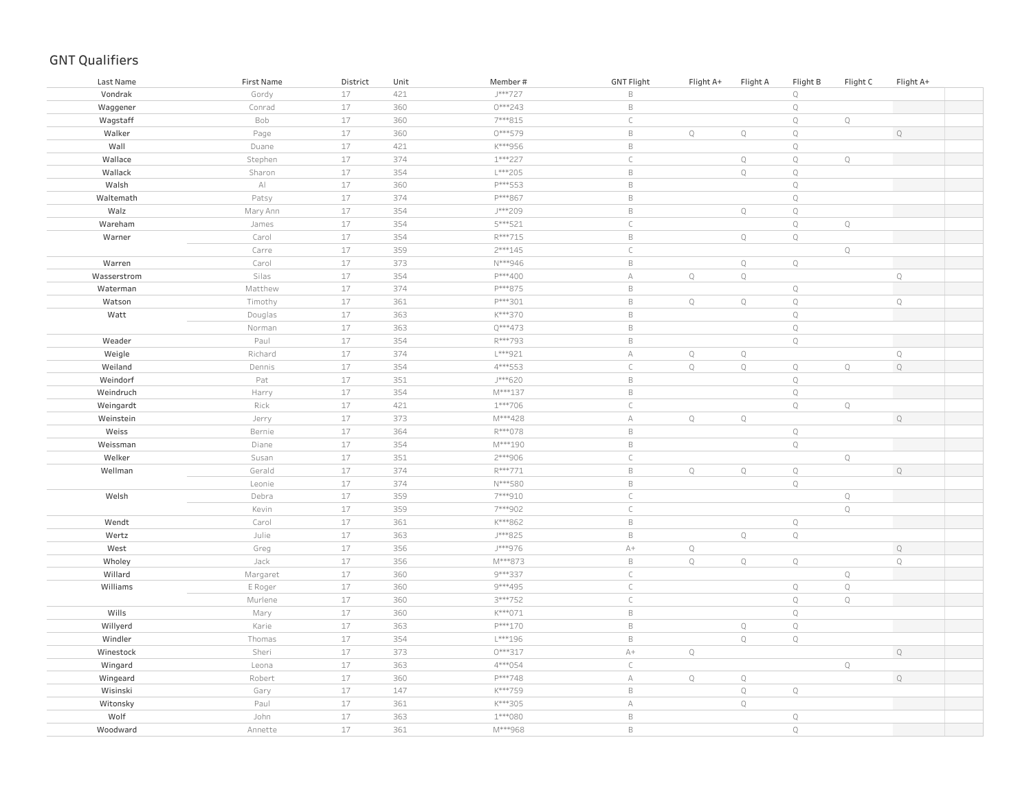## GNT Qualifiers

| Last Name | First Name | District | Unit | Member # | GNT Flight | Flight A+ | Flight A | Flight B | Flight C | Flight A+ |
|---|---|---|---|---|---|---|---|---|---|---|
| Vondrak | Gordy | 17 | 421 | J***727 | B | | | Q | | |
| Waggener | Conrad | 17 | 360 | O***243 | B | | | Q | | |
| Wagstaff | Bob | 17 | 360 | 7***815 | C | | | Q | Q | |
| Walker | Page | 17 | 360 | O***579 | B | Q | Q | Q | | Q |
| Wall | Duane | 17 | 421 | K***956 | B | | | Q | | |
| Wallace | Stephen | 17 | 374 | 1***227 | C | | Q | Q | Q | |
| Wallack | Sharon | 17 | 354 | L***205 | B | | Q | Q | | |
| Walsh | Al | 17 | 360 | P***553 | B | | | Q | | |
| Waltemath | Patsy | 17 | 374 | P***867 | B | | | Q | | |
| Walz | Mary Ann | 17 | 354 | J***209 | B | | Q | Q | | |
| Wareham | James | 17 | 354 | 5***521 | C | | | Q | Q | |
| Warner | Carol | 17 | 354 | R***715 | B | | Q | Q | | |
| | Carre | 17 | 359 | 2***145 | C | | | | Q | |
| Warren | Carol | 17 | 373 | N***946 | B | | Q | Q | | |
| Wasserstrom | Silas | 17 | 354 | P***400 | A | Q | Q | | | Q |
| Waterman | Matthew | 17 | 374 | P***875 | B | | | Q | | |
| Watson | Timothy | 17 | 361 | P***301 | B | Q | Q | Q | | Q |
| Watt | Douglas | 17 | 363 | K***370 | B | | | Q | | |
| | Norman | 17 | 363 | Q***473 | B | | | Q | | |
| Weader | Paul | 17 | 354 | R***793 | B | | | Q | | |
| Weigle | Richard | 17 | 374 | L***921 | A | Q | Q | | | Q |
| Weiland | Dennis | 17 | 354 | 4***553 | C | Q | Q | Q | Q | Q |
| Weindorf | Pat | 17 | 351 | J***620 | B | | | Q | | |
| Weindruch | Harry | 17 | 354 | M***137 | B | | | Q | | |
| Weingardt | Rick | 17 | 421 | 1***706 | C | | | Q | Q | |
| Weinstein | Jerry | 17 | 373 | M***428 | A | Q | Q | | | Q |
| Weiss | Bernie | 17 | 364 | R***078 | B | | | Q | | |
| Weissman | Diane | 17 | 354 | M***190 | B | | | Q | | |
| Welker | Susan | 17 | 351 | 2***906 | C | | | | Q | |
| Wellman | Gerald | 17 | 374 | R***771 | B | Q | Q | Q | | Q |
| | Leonie | 17 | 374 | N***580 | B | | | Q | | |
| Welsh | Debra | 17 | 359 | 7***910 | C | | | | Q | |
| | Kevin | 17 | 359 | 7***902 | C | | | | Q | |
| Wendt | Carol | 17 | 361 | K***862 | B | | | Q | | |
| Wertz | Julie | 17 | 363 | J***825 | B | | Q | Q | | |
| West | Greg | 17 | 356 | J***976 | A+ | Q | | | | Q |
| Wholey | Jack | 17 | 356 | M***873 | B | Q | Q | Q | | Q |
| Willard | Margaret | 17 | 360 | 9***337 | C | | | | Q | |
| Williams | E Roger | 17 | 360 | 9***495 | C | | | Q | Q | |
| | Murlene | 17 | 360 | 3***752 | C | | | Q | Q | |
| Wills | Mary | 17 | 360 | K***071 | B | | | Q | | |
| Willyerd | Karie | 17 | 363 | P***170 | B | | Q | Q | | |
| Windler | Thomas | 17 | 354 | L***196 | B | | Q | Q | | |
| Winestock | Sheri | 17 | 373 | O***317 | A+ | Q | | | | Q |
| Wingard | Leona | 17 | 363 | 4***054 | C | | | | Q | |
| Wingeard | Robert | 17 | 360 | P***748 | A | Q | Q | | | Q |
| Wisinski | Gary | 17 | 147 | K***759 | B | | Q | Q | | |
| Witonsky | Paul | 17 | 361 | K***305 | A | | Q | | | |
| Wolf | John | 17 | 363 | 1***080 | B | | | Q | | |
| Woodward | Annette | 17 | 361 | M***968 | B | | | Q | | |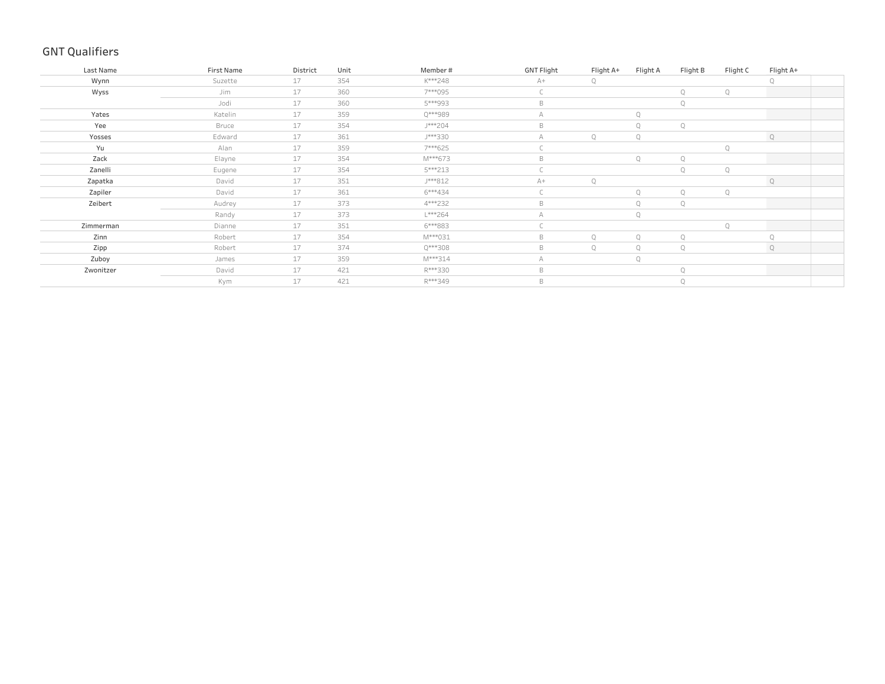# GNT Qualifiers

| Last Name | First Name | District | Unit | Member # | GNT Flight | Flight A+ | Flight A | Flight B | Flight C | Flight A+ |
|---|---|---|---|---|---|---|---|---|---|---|
| Wynn | Suzette | 17 | 354 | K***248 | A+ | Q | | | | Q |
| Wyss | Jim | 17 | 360 | 7***095 | C | | | Q | Q | |
| | Jodi | 17 | 360 | 5***993 | B | | | Q | | |
| Yates | Katelin | 17 | 359 | Q***989 | A | | Q | | | |
| Yee | Bruce | 17 | 354 | J***204 | B | | Q | Q | | |
| Yosses | Edward | 17 | 361 | J***330 | A | Q | Q | | | Q |
| Yu | Alan | 17 | 359 | 7***625 | C | | | | Q | |
| Zack | Elayne | 17 | 354 | M***673 | B | | Q | Q | | |
| Zanelli | Eugene | 17 | 354 | 5***213 | C | | | Q | Q | |
| Zapatka | David | 17 | 351 | J***812 | A+ | Q | | | | Q |
| Zapiler | David | 17 | 361 | 6***434 | C | | Q | Q | Q | |
| Zeibert | Audrey | 17 | 373 | 4***232 | B | | Q | Q | | |
| | Randy | 17 | 373 | L***264 | A | | Q | | | |
| Zimmerman | Dianne | 17 | 351 | 6***883 | C | | | | Q | |
| Zinn | Robert | 17 | 354 | M***031 | B | Q | Q | Q | | Q |
| Zipp | Robert | 17 | 374 | Q***308 | B | Q | Q | Q | | Q |
| Zuboy | James | 17 | 359 | M***314 | A | | Q | | | |
| Zwonitzer | David | 17 | 421 | R***330 | B | | | Q | | |
| | Kym | 17 | 421 | R***349 | B | | | Q | | |